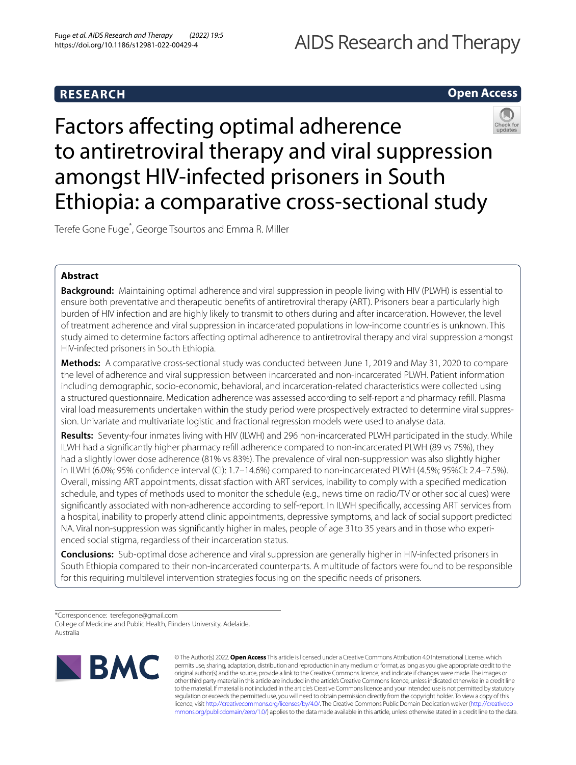RESEARCH

Open Access

# Factors affecting optimal adherence to antiretroviral therapy and viral suppression amongst HIV-infected prisoners in South Ethiopia: a comparative cross-sectional study

Terefe Gone Fuge*, George Tsourtos and Emma R. Miller

## Abstract

**Background:** Maintaining optimal adherence and viral suppression in people living with HIV (PLWH) is essential to ensure both preventative and therapeutic benefits of antiretroviral therapy (ART). Prisoners bear a particularly high burden of HIV infection and are highly likely to transmit to others during and after incarceration. However, the level of treatment adherence and viral suppression in incarcerated populations in low-income countries is unknown. This study aimed to determine factors affecting optimal adherence to antiretroviral therapy and viral suppression amongst HIV-infected prisoners in South Ethiopia.

**Methods:** A comparative cross-sectional study was conducted between June 1, 2019 and May 31, 2020 to compare the level of adherence and viral suppression between incarcerated and non-incarcerated PLWH. Patient information including demographic, socio-economic, behavioral, and incarceration-related characteristics were collected using a structured questionnaire. Medication adherence was assessed according to self-report and pharmacy refill. Plasma viral load measurements undertaken within the study period were prospectively extracted to determine viral suppression. Univariate and multivariate logistic and fractional regression models were used to analyse data.

**Results:** Seventy-four inmates living with HIV (ILWH) and 296 non-incarcerated PLWH participated in the study. While ILWH had a significantly higher pharmacy refill adherence compared to non-incarcerated PLWH (89 vs 75%), they had a slightly lower dose adherence (81% vs 83%). The prevalence of viral non-suppression was also slightly higher in ILWH (6.0%; 95% confidence interval (CI): 1.7–14.6%) compared to non-incarcerated PLWH (4.5%; 95%CI: 2.4–7.5%). Overall, missing ART appointments, dissatisfaction with ART services, inability to comply with a specified medication schedule, and types of methods used to monitor the schedule (e.g., news time on radio/TV or other social cues) were significantly associated with non-adherence according to self-report. In ILWH specifically, accessing ART services from a hospital, inability to properly attend clinic appointments, depressive symptoms, and lack of social support predicted NA. Viral non-suppression was significantly higher in males, people of age 31to 35 years and in those who experienced social stigma, regardless of their incarceration status.

**Conclusions:** Sub-optimal dose adherence and viral suppression are generally higher in HIV-infected prisoners in South Ethiopia compared to their non-incarcerated counterparts. A multitude of factors were found to be responsible for this requiring multilevel intervention strategies focusing on the specific needs of prisoners.

*Correspondence: terefegone@gmail.com
College of Medicine and Public Health, Flinders University, Adelaide, Australia

© The Author(s) 2022. **Open Access** This article is licensed under a Creative Commons Attribution 4.0 International License, which permits use, sharing, adaptation, distribution and reproduction in any medium or format, as long as you give appropriate credit to the original author(s) and the source, provide a link to the Creative Commons licence, and indicate if changes were made. The images or other third party material in this article are included in the article's Creative Commons licence, unless indicated otherwise in a credit line to the material. If material is not included in the article's Creative Commons licence and your intended use is not permitted by statutory regulation or exceeds the permitted use, you will need to obtain permission directly from the copyright holder. To view a copy of this licence, visit http://creativecommons.org/licenses/by/4.0/. The Creative Commons Public Domain Dedication waiver (http://creativecommons.org/publicdomain/zero/1.0/) applies to the data made available in this article, unless otherwise stated in a credit line to the data.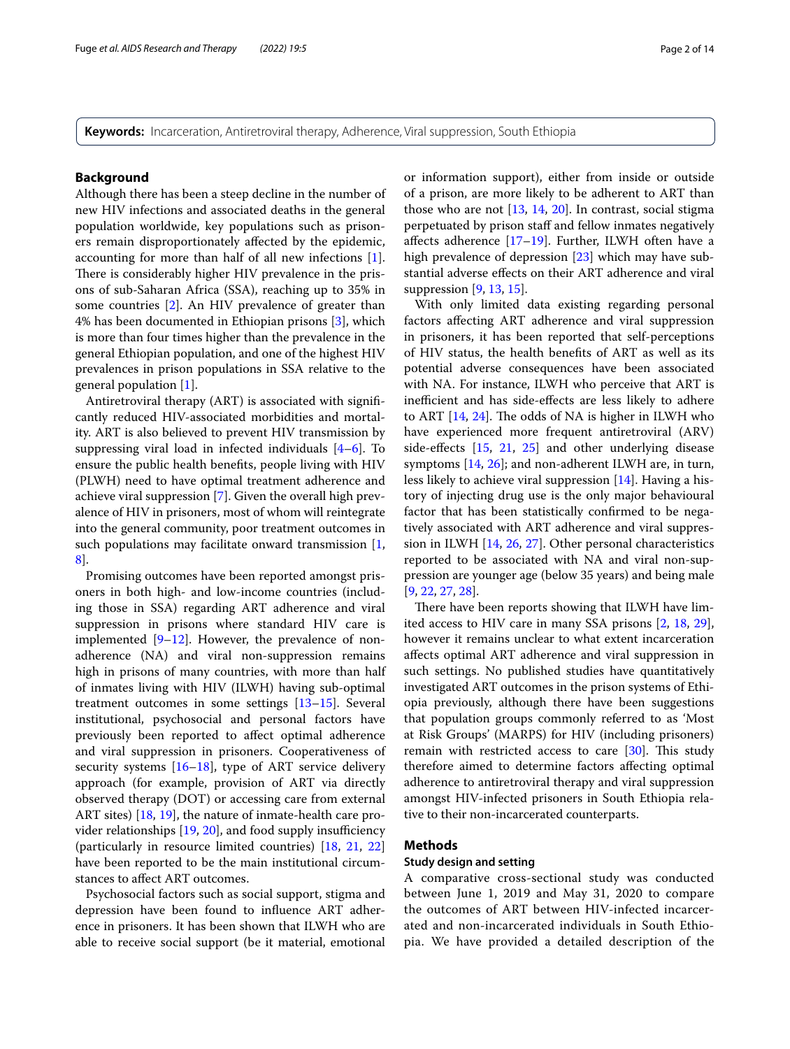**Keywords:** Incarceration, Antiretroviral therapy, Adherence, Viral suppression, South Ethiopia

## Background

Although there has been a steep decline in the number of new HIV infections and associated deaths in the general population worldwide, key populations such as prisoners remain disproportionately affected by the epidemic, accounting for more than half of all new infections [1]. There is considerably higher HIV prevalence in the prisons of sub-Saharan Africa (SSA), reaching up to 35% in some countries [2]. An HIV prevalence of greater than 4% has been documented in Ethiopian prisons [3], which is more than four times higher than the prevalence in the general Ethiopian population, and one of the highest HIV prevalences in prison populations in SSA relative to the general population [1].

Antiretroviral therapy (ART) is associated with significantly reduced HIV-associated morbidities and mortality. ART is also believed to prevent HIV transmission by suppressing viral load in infected individuals [4–6]. To ensure the public health benefits, people living with HIV (PLWH) need to have optimal treatment adherence and achieve viral suppression [7]. Given the overall high prevalence of HIV in prisoners, most of whom will reintegrate into the general community, poor treatment outcomes in such populations may facilitate onward transmission [1, 8].

Promising outcomes have been reported amongst prisoners in both high- and low-income countries (including those in SSA) regarding ART adherence and viral suppression in prisons where standard HIV care is implemented [9–12]. However, the prevalence of non-adherence (NA) and viral non-suppression remains high in prisons of many countries, with more than half of inmates living with HIV (ILWH) having sub-optimal treatment outcomes in some settings [13–15]. Several institutional, psychosocial and personal factors have previously been reported to affect optimal adherence and viral suppression in prisoners. Cooperativeness of security systems [16–18], type of ART service delivery approach (for example, provision of ART via directly observed therapy (DOT) or accessing care from external ART sites) [18, 19], the nature of inmate-health care provider relationships [19, 20], and food supply insufficiency (particularly in resource limited countries) [18, 21, 22] have been reported to be the main institutional circumstances to affect ART outcomes.

Psychosocial factors such as social support, stigma and depression have been found to influence ART adherence in prisoners. It has been shown that ILWH who are able to receive social support (be it material, emotional or information support), either from inside or outside of a prison, are more likely to be adherent to ART than those who are not [13, 14, 20]. In contrast, social stigma perpetuated by prison staff and fellow inmates negatively affects adherence [17–19]. Further, ILWH often have a high prevalence of depression [23] which may have substantial adverse effects on their ART adherence and viral suppression [9, 13, 15].

With only limited data existing regarding personal factors affecting ART adherence and viral suppression in prisoners, it has been reported that self-perceptions of HIV status, the health benefits of ART as well as its potential adverse consequences have been associated with NA. For instance, ILWH who perceive that ART is inefficient and has side-effects are less likely to adhere to ART [14, 24]. The odds of NA is higher in ILWH who have experienced more frequent antiretroviral (ARV) side-effects [15, 21, 25] and other underlying disease symptoms [14, 26]; and non-adherent ILWH are, in turn, less likely to achieve viral suppression [14]. Having a history of injecting drug use is the only major behavioural factor that has been statistically confirmed to be negatively associated with ART adherence and viral suppression in ILWH [14, 26, 27]. Other personal characteristics reported to be associated with NA and viral non-suppression are younger age (below 35 years) and being male [9, 22, 27, 28].

There have been reports showing that ILWH have limited access to HIV care in many SSA prisons [2, 18, 29], however it remains unclear to what extent incarceration affects optimal ART adherence and viral suppression in such settings. No published studies have quantitatively investigated ART outcomes in the prison systems of Ethiopia previously, although there have been suggestions that population groups commonly referred to as 'Most at Risk Groups' (MARPS) for HIV (including prisoners) remain with restricted access to care [30]. This study therefore aimed to determine factors affecting optimal adherence to antiretroviral therapy and viral suppression amongst HIV-infected prisoners in South Ethiopia relative to their non-incarcerated counterparts.

## Methods

### Study design and setting

A comparative cross-sectional study was conducted between June 1, 2019 and May 31, 2020 to compare the outcomes of ART between HIV-infected incarcerated and non-incarcerated individuals in South Ethiopia. We have provided a detailed description of the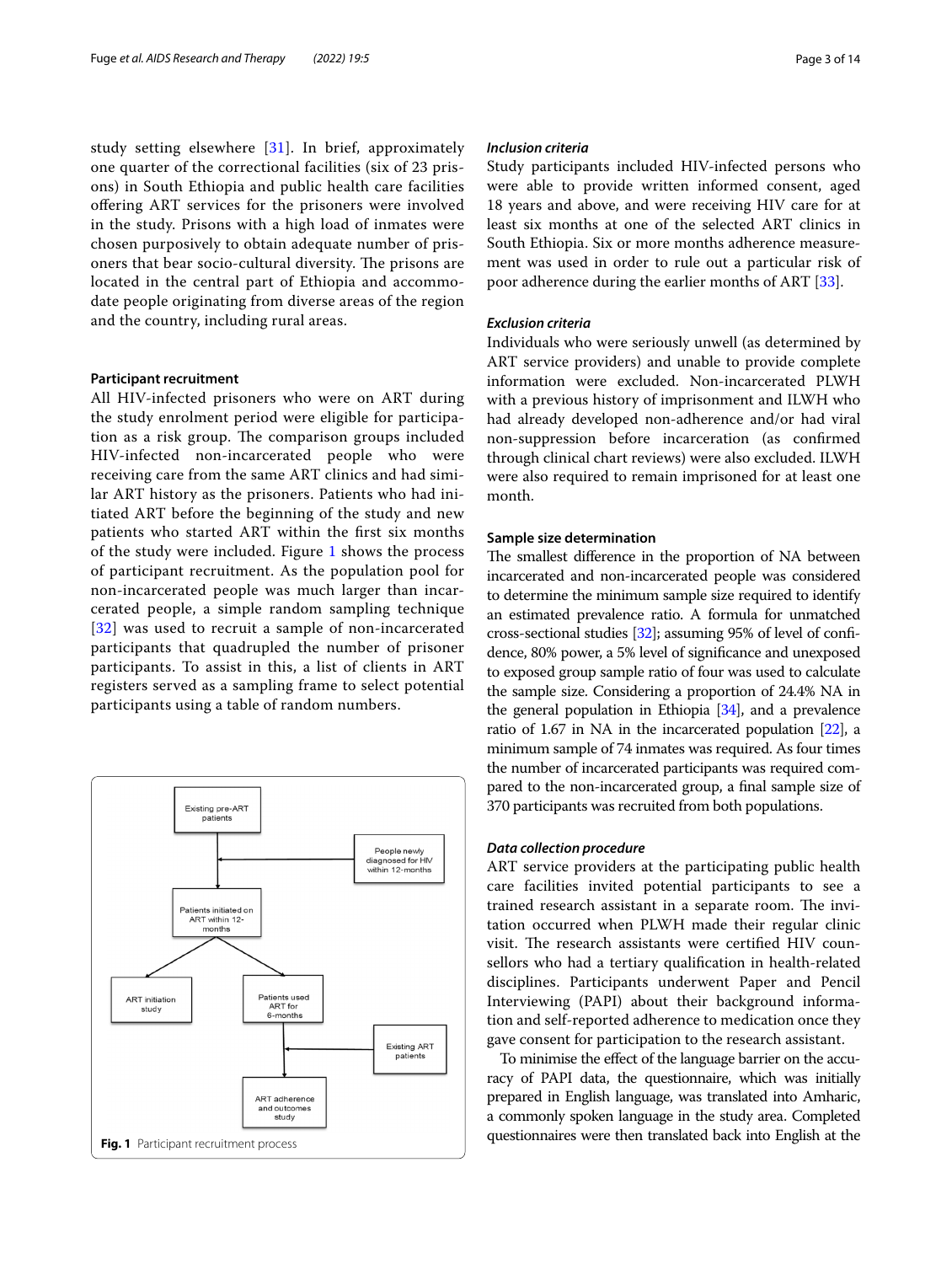study setting elsewhere [31]. In brief, approximately one quarter of the correctional facilities (six of 23 prisons) in South Ethiopia and public health care facilities offering ART services for the prisoners were involved in the study. Prisons with a high load of inmates were chosen purposively to obtain adequate number of prisoners that bear socio-cultural diversity. The prisons are located in the central part of Ethiopia and accommodate people originating from diverse areas of the region and the country, including rural areas.

### Participant recruitment

All HIV-infected prisoners who were on ART during the study enrolment period were eligible for participation as a risk group. The comparison groups included HIV-infected non-incarcerated people who were receiving care from the same ART clinics and had similar ART history as the prisoners. Patients who had initiated ART before the beginning of the study and new patients who started ART within the first six months of the study were included. Figure 1 shows the process of participant recruitment. As the population pool for non-incarcerated people was much larger than incarcerated people, a simple random sampling technique [32] was used to recruit a sample of non-incarcerated participants that quadrupled the number of prisoner participants. To assist in this, a list of clients in ART registers served as a sampling frame to select potential participants using a table of random numbers.

Existing pre-ART patients

People newly diagnosed for HIV within 12-months

Patients initiated on ART within 12-months

ART initiation study

Patients used ART for 6-months

Existing ART patients

ART adherence and outcomes study

**Fig. 1** Participant recruitment process

#### *Inclusion criteria*

Study participants included HIV-infected persons who were able to provide written informed consent, aged 18 years and above, and were receiving HIV care for at least six months at one of the selected ART clinics in South Ethiopia. Six or more months adherence measurement was used in order to rule out a particular risk of poor adherence during the earlier months of ART [33].

#### *Exclusion criteria*

Individuals who were seriously unwell (as determined by ART service providers) and unable to provide complete information were excluded. Non-incarcerated PLWH with a previous history of imprisonment and ILWH who had already developed non-adherence and/or had viral non-suppression before incarceration (as confirmed through clinical chart reviews) were also excluded. ILWH were also required to remain imprisoned for at least one month.

### Sample size determination

The smallest difference in the proportion of NA between incarcerated and non-incarcerated people was considered to determine the minimum sample size required to identify an estimated prevalence ratio. A formula for unmatched cross-sectional studies [32]; assuming 95% of level of confidence, 80% power, a 5% level of significance and unexposed to exposed group sample ratio of four was used to calculate the sample size. Considering a proportion of 24.4% NA in the general population in Ethiopia [34], and a prevalence ratio of 1.67 in NA in the incarcerated population [22], a minimum sample of 74 inmates was required. As four times the number of incarcerated participants was required compared to the non-incarcerated group, a final sample size of 370 participants was recruited from both populations.

#### *Data collection procedure*

ART service providers at the participating public health care facilities invited potential participants to see a trained research assistant in a separate room. The invitation occurred when PLWH made their regular clinic visit. The research assistants were certified HIV counsellors who had a tertiary qualification in health-related disciplines. Participants underwent Paper and Pencil Interviewing (PAPI) about their background information and self-reported adherence to medication once they gave consent for participation to the research assistant.

To minimise the effect of the language barrier on the accuracy of PAPI data, the questionnaire, which was initially prepared in English language, was translated into Amharic, a commonly spoken language in the study area. Completed questionnaires were then translated back into English at the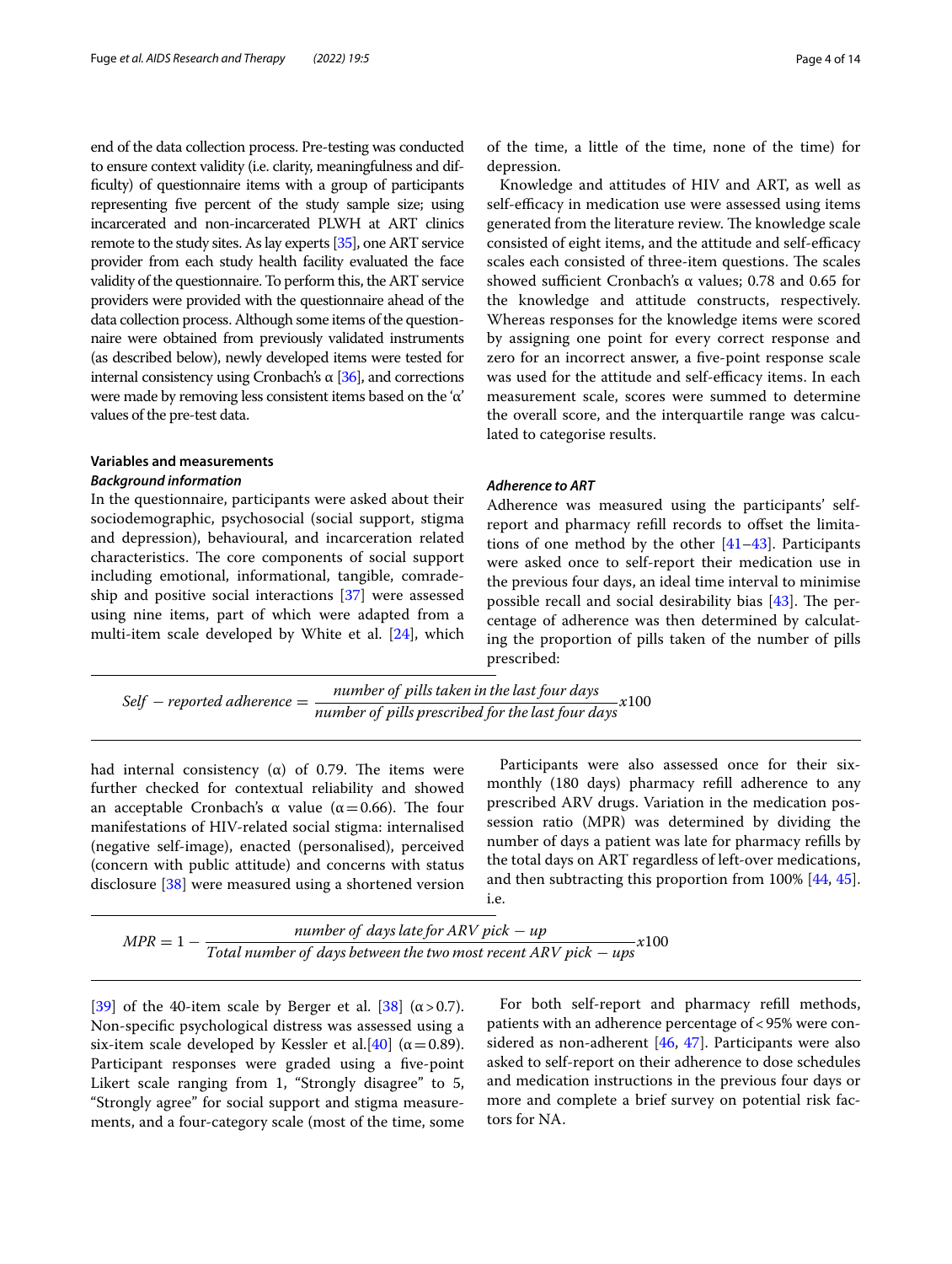end of the data collection process. Pre-testing was conducted to ensure context validity (i.e. clarity, meaningfulness and difficulty) of questionnaire items with a group of participants representing five percent of the study sample size; using incarcerated and non-incarcerated PLWH at ART clinics remote to the study sites. As lay experts [35], one ART service provider from each study health facility evaluated the face validity of the questionnaire. To perform this, the ART service providers were provided with the questionnaire ahead of the data collection process. Although some items of the questionnaire were obtained from previously validated instruments (as described below), newly developed items were tested for internal consistency using Cronbach's α [36], and corrections were made by removing less consistent items based on the 'α' values of the pre-test data.

### Variables and measurements

#### *Background information*

In the questionnaire, participants were asked about their sociodemographic, psychosocial (social support, stigma and depression), behavioural, and incarceration related characteristics. The core components of social support including emotional, informational, tangible, comradeship and positive social interactions [37] were assessed using nine items, part of which were adapted from a multi-item scale developed by White et al. [24], which had internal consistency (α) of 0.79. The items were further checked for contextual reliability and showed an acceptable Cronbach's α value (α = 0.66). The four manifestations of HIV-related social stigma: internalised (negative self-image), enacted (personalised), perceived (concern with public attitude) and concerns with status disclosure [38] were measured using a shortened version [39] of the 40-item scale by Berger et al. [38] (α > 0.7). Non-specific psychological distress was assessed using a six-item scale developed by Kessler et al.[40] (α = 0.89). Participant responses were graded using a five-point Likert scale ranging from 1, "Strongly disagree" to 5, "Strongly agree" for social support and stigma measurements, and a four-category scale (most of the time, some of the time, a little of the time, none of the time) for depression.

Knowledge and attitudes of HIV and ART, as well as self-efficacy in medication use were assessed using items generated from the literature review. The knowledge scale consisted of eight items, and the attitude and self-efficacy scales each consisted of three-item questions. The scales showed sufficient Cronbach's α values; 0.78 and 0.65 for the knowledge and attitude constructs, respectively. Whereas responses for the knowledge items were scored by assigning one point for every correct response and zero for an incorrect answer, a five-point response scale was used for the attitude and self-efficacy items. In each measurement scale, scores were summed to determine the overall score, and the interquartile range was calculated to categorise results.

#### *Adherence to ART*

Adherence was measured using the participants' self-report and pharmacy refill records to offset the limitations of one method by the other [41–43]. Participants were asked once to self-report their medication use in the previous four days, an ideal time interval to minimise possible recall and social desirability bias [43]. The percentage of adherence was then determined by calculating the proportion of pills taken of the number of pills prescribed:

$$Self - reported\ adherence = \frac{number\ of\ pills\ taken\ in\ the\ last\ four\ days}{number\ of\ pills\ prescribed\ for\ the\ last\ four\ days} x100$$

Participants were also assessed once for their six-monthly (180 days) pharmacy refill adherence to any prescribed ARV drugs. Variation in the medication possession ratio (MPR) was determined by dividing the number of days a patient was late for pharmacy refills by the total days on ART regardless of left-over medications, and then subtracting this proportion from 100% [44, 45]. i.e.

$$MPR = 1 - \frac{number\ of\ days\ late\ for\ ARV\ pick - up}{Total\ number\ of\ days\ between\ the\ two\ most\ recent\ ARV\ pick - ups} x100$$

For both self-report and pharmacy refill methods, patients with an adherence percentage of < 95% were considered as non-adherent [46, 47]. Participants were also asked to self-report on their adherence to dose schedules and medication instructions in the previous four days or more and complete a brief survey on potential risk factors for NA.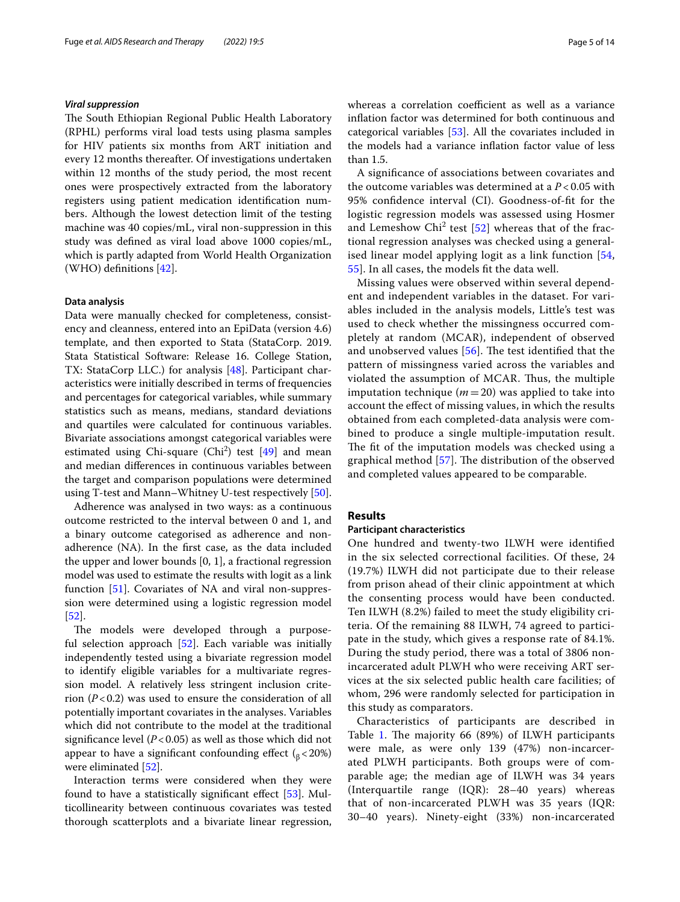### *Viral suppression*

The South Ethiopian Regional Public Health Laboratory (RPHL) performs viral load tests using plasma samples for HIV patients six months from ART initiation and every 12 months thereafter. Of investigations undertaken within 12 months of the study period, the most recent ones were prospectively extracted from the laboratory registers using patient medication identification numbers. Although the lowest detection limit of the testing machine was 40 copies/mL, viral non-suppression in this study was defined as viral load above 1000 copies/mL, which is partly adapted from World Health Organization (WHO) definitions [42].

### Data analysis

Data were manually checked for completeness, consistency and cleanness, entered into an EpiData (version 4.6) template, and then exported to Stata (StataCorp. 2019. Stata Statistical Software: Release 16. College Station, TX: StataCorp LLC.) for analysis [48]. Participant characteristics were initially described in terms of frequencies and percentages for categorical variables, while summary statistics such as means, medians, standard deviations and quartiles were calculated for continuous variables. Bivariate associations amongst categorical variables were estimated using Chi-square ($Chi^2$) test [49] and mean and median differences in continuous variables between the target and comparison populations were determined using T-test and Mann–Whitney U-test respectively [50].

Adherence was analysed in two ways: as a continuous outcome restricted to the interval between 0 and 1, and a binary outcome categorised as adherence and non-adherence (NA). In the first case, as the data included the upper and lower bounds [0, 1], a fractional regression model was used to estimate the results with logit as a link function [51]. Covariates of NA and viral non-suppression were determined using a logistic regression model [52].

The models were developed through a purposeful selection approach [52]. Each variable was initially independently tested using a bivariate regression model to identify eligible variables for a multivariate regression model. A relatively less stringent inclusion criterion ($P<0.2$) was used to ensure the consideration of all potentially important covariates in the analyses. Variables which did not contribute to the model at the traditional significance level ($P<0.05$) as well as those which did not appear to have a significant confounding effect ($_{\beta}<20\%$) were eliminated [52].

Interaction terms were considered when they were found to have a statistically significant effect [53]. Multicollinearity between continuous covariates was tested thorough scatterplots and a bivariate linear regression, whereas a correlation coefficient as well as a variance inflation factor was determined for both continuous and categorical variables [53]. All the covariates included in the models had a variance inflation factor value of less than 1.5.

A significance of associations between covariates and the outcome variables was determined at a $P<0.05$ with 95% confidence interval (CI). Goodness-of-fit for the logistic regression models was assessed using Hosmer and Lemeshow $Chi^2$ test [52] whereas that of the fractional regression analyses was checked using a generalised linear model applying logit as a link function [54, 55]. In all cases, the models fit the data well.

Missing values were observed within several dependent and independent variables in the dataset. For variables included in the analysis models, Little's test was used to check whether the missingness occurred completely at random (MCAR), independent of observed and unobserved values [56]. The test identified that the pattern of missingness varied across the variables and violated the assumption of MCAR. Thus, the multiple imputation technique ($m=20$) was applied to take into account the effect of missing values, in which the results obtained from each completed-data analysis were combined to produce a single multiple-imputation result. The fit of the imputation models was checked using a graphical method [57]. The distribution of the observed and completed values appeared to be comparable.

## Results

### Participant characteristics

One hundred and twenty-two ILWH were identified in the six selected correctional facilities. Of these, 24 (19.7%) ILWH did not participate due to their release from prison ahead of their clinic appointment at which the consenting process would have been conducted. Ten ILWH (8.2%) failed to meet the study eligibility criteria. Of the remaining 88 ILWH, 74 agreed to participate in the study, which gives a response rate of 84.1%. During the study period, there was a total of 3806 non-incarcerated adult PLWH who were receiving ART services at the six selected public health care facilities; of whom, 296 were randomly selected for participation in this study as comparators.

Characteristics of participants are described in Table 1. The majority 66 (89%) of ILWH participants were male, as were only 139 (47%) non-incarcerated PLWH participants. Both groups were of comparable age; the median age of ILWH was 34 years (Interquartile range (IQR): 28–40 years) whereas that of non-incarcerated PLWH was 35 years (IQR: 30–40 years). Ninety-eight (33%) non-incarcerated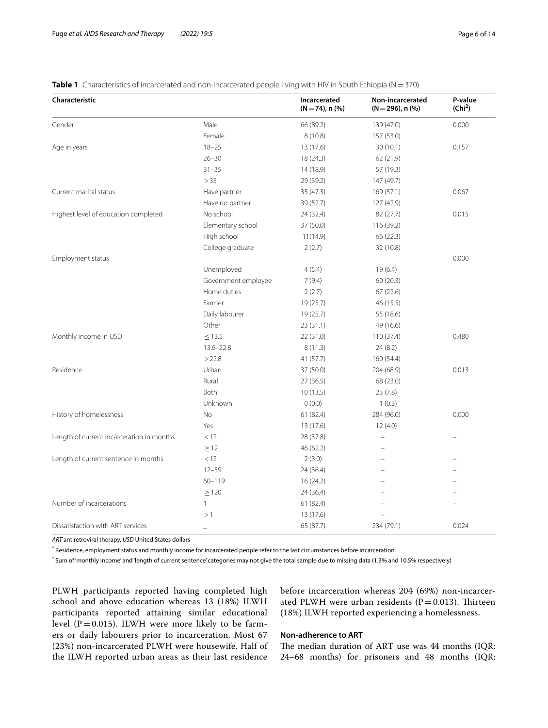**Table 1** Characteristics of incarcerated and non-incarcerated people living with HIV in South Ethiopia (N = 370)

| Characteristic | | Incarcerated (N = 74), n (%) | Non-incarcerated (N = 296), n (%) | P-value (Chi$^2$) |
|---|---|---|---|---|
| Gender | Male | 66 (89.2) | 139 (47.0) | 0.000 |
| | Female | 8 (10.8) | 157 (53.0) | |
| Age in years | 18–25 | 13 (17.6) | 30 (10.1) | 0.157 |
| | 26–30 | 18 (24.3) | 62 (21.9) | |
| | 31–35 | 14 (18.9) | 57 (19.3) | |
| | > 35 | 29 (39.2) | 147 (49.7) | |
| Current marital status | Have partner | 35 (47.3) | 169 (57.1) | 0.067 |
| | Have no partner | 39 (52.7) | 127 (42.9) | |
| Highest level of education completed | No school | 24 (32.4) | 82 (27.7) | 0.015 |
| | Elementary school | 37 (50.0) | 116 (39.2) | |
| | High school | 11(14.9) | 66 (22.3) | |
| | College graduate | 2 (2.7) | 32 (10.8) | |
| Employment status | | | | 0.000 |
| | Unemployed | 4 (5.4) | 19 (6.4) | |
| | Government employee | 7 (9.4) | 60 (20.3) | |
| | Home duties | 2 (2.7) | 67 (22.6) | |
| | Farmer | 19 (25.7) | 46 (15.5) | |
| | Daily labourer | 19 (25.7) | 55 (18.6) | |
| | Other | 23 (31.1) | 49 (16.6) | |
| Monthly income in USD | ≤ 13.5 | 22 (31.0) | 110 (37.4) | 0.480 |
| | 13.6–22.8 | 8 (11.3) | 24 (8.2) | |
| | > 22.8 | 41 (57.7) | 160 (54.4) | |
| Residence | Urban | 37 (50.0) | 204 (68.9) | 0.013 |
| | Rural | 27 (36.5) | 68 (23.0) | |
| | Both | 10 (13.5) | 23 (7.8) | |
| | Unknown | 0 (0.0) | 1 (0.3) | |
| History of homelessness | No | 61 (82.4) | 284 (96.0) | 0.000 |
| | Yes | 13 (17.6) | 12 (4.0) | |
| Length of current incarceration in months | < 12 | 28 (37.8) | – | – |
| | ≥ 12 | 46 (62.2) | – | |
| Length of current sentence in months | < 12 | 2 (3.0) | – | – |
| | 12–59 | 24 (36.4) | – | – |
| | 60–119 | 16 (24.2) | – | – |
| | ≥ 120 | 24 (36.4) | – | – |
| Number of incarcerations | 1 | 61 (82.4) | – | – |
| | > 1 | 13 (17.6) | – | |
| Dissatisfaction with ART services | – | 65 (87.7) | 234 (79.1) | 0.024 |

*ART* antiretroviral therapy, *USD* United States dollars

* Residence, employment status and monthly income for incarcerated people refer to the last circumstances before incarceration

* Sum of 'monthly income' and 'length of current sentence' categories may not give the total sample due to missing data (1.3% and 10.5% respectively)

PLWH participants reported having completed high school and above education whereas 13 (18%) ILWH participants reported attaining similar educational level (P = 0.015). ILWH were more likely to be farmers or daily labourers prior to incarceration. Most 67 (23%) non-incarcerated PLWH were housewife. Half of the ILWH reported urban areas as their last residence before incarceration whereas 204 (69%) non-incarcerated PLWH were urban residents (P = 0.013). Thirteen (18%) ILWH reported experiencing a homelessness.

### Non-adherence to ART

The median duration of ART use was 44 months (IQR: 24–68 months) for prisoners and 48 months (IQR: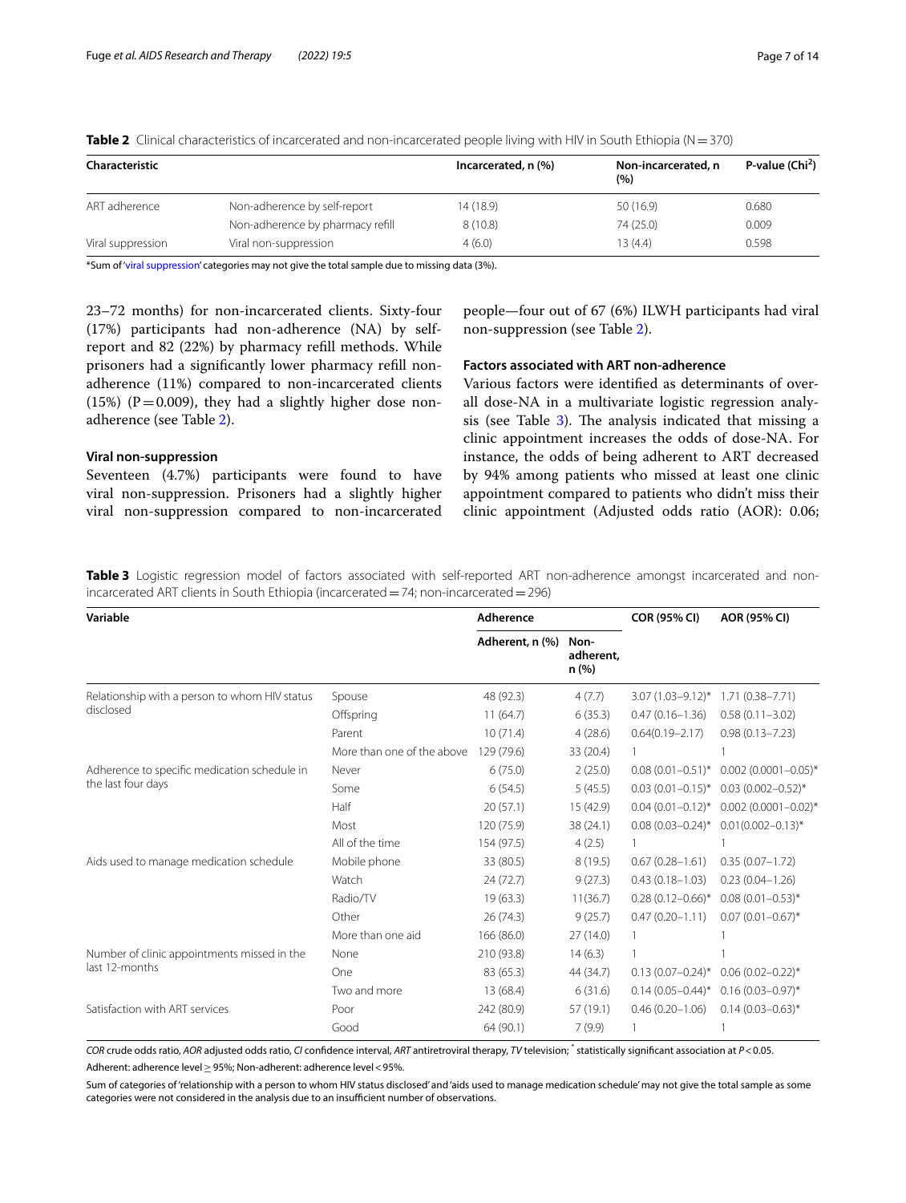**Table 2** Clinical characteristics of incarcerated and non-incarcerated people living with HIV in South Ethiopia (N = 370)

| Characteristic | | Incarcerated, n (%) | Non-incarcerated, n (%) | P-value (Chi$^2$) |
|---|---|---|---|---|
| ART adherence | Non-adherence by self-report | 14 (18.9) | 50 (16.9) | 0.680 |
| | Non-adherence by pharmacy refill | 8 (10.8) | 74 (25.0) | 0.009 |
| Viral suppression | Viral non-suppression | 4 (6.0) | 13 (4.4) | 0.598 |

*Sum of 'viral suppression' categories may not give the total sample due to missing data (3%).

23–72 months) for non-incarcerated clients. Sixty-four (17%) participants had non-adherence (NA) by self-report and 82 (22%) by pharmacy refill methods. While prisoners had a significantly lower pharmacy refill non-adherence (11%) compared to non-incarcerated clients (15%) (P = 0.009), they had a slightly higher dose non-adherence (see Table 2).

### Viral non-suppression

Seventeen (4.7%) participants were found to have viral non-suppression. Prisoners had a slightly higher viral non-suppression compared to non-incarcerated people—four out of 67 (6%) ILWH participants had viral non-suppression (see Table 2).

### Factors associated with ART non-adherence

Various factors were identified as determinants of overall dose-NA in a multivariate logistic regression analysis (see Table 3). The analysis indicated that missing a clinic appointment increases the odds of dose-NA. For instance, the odds of being adherent to ART decreased by 94% among patients who missed at least one clinic appointment compared to patients who didn't miss their clinic appointment (Adjusted odds ratio (AOR): 0.06;

**Table 3** Logistic regression model of factors associated with self-reported ART non-adherence amongst incarcerated and non-incarcerated ART clients in South Ethiopia (incarcerated = 74; non-incarcerated = 296)

| Variable | | Adherence | | COR (95% CI) | AOR (95% CI) |
|---|---|---|---|---|---|
| | | Adherent, n (%) | Non-adherent, n (%) | | |
| Relationship with a person to whom HIV status disclosed | Spouse | 48 (92.3) | 4 (7.7) | 3.07 (1.03–9.12)* | 1.71 (0.38–7.71) |
| | Offspring | 11 (64.7) | 6 (35.3) | 0.47 (0.16–1.36) | 0.58 (0.11–3.02) |
| | Parent | 10 (71.4) | 4 (28.6) | 0.64(0.19–2.17) | 0.98 (0.13–7.23) |
| | More than one of the above | 129 (79.6) | 33 (20.4) | 1 | 1 |
| Adherence to specific medication schedule in the last four days | Never | 6 (75.0) | 2 (25.0) | 0.08 (0.01–0.51)* | 0.002 (0.0001–0.05)* |
| | Some | 6 (54.5) | 5 (45.5) | 0.03 (0.01–0.15)* | 0.03 (0.002–0.52)* |
| | Half | 20 (57.1) | 15 (42.9) | 0.04 (0.01–0.12)* | 0.002 (0.0001–0.02)* |
| | Most | 120 (75.9) | 38 (24.1) | 0.08 (0.03–0.24)* | 0.01(0.002–0.13)* |
| | All of the time | 154 (97.5) | 4 (2.5) | 1 | 1 |
| Aids used to manage medication schedule | Mobile phone | 33 (80.5) | 8 (19.5) | 0.67 (0.28–1.61) | 0.35 (0.07–1.72) |
| | Watch | 24 (72.7) | 9 (27.3) | 0.43 (0.18–1.03) | 0.23 (0.04–1.26) |
| | Radio/TV | 19 (63.3) | 11(36.7) | 0.28 (0.12–0.66)* | 0.08 (0.01–0.53)* |
| | Other | 26 (74.3) | 9 (25.7) | 0.47 (0.20–1.11) | 0.07 (0.01–0.67)* |
| | More than one aid | 166 (86.0) | 27 (14.0) | 1 | 1 |
| Number of clinic appointments missed in the last 12-months | None | 210 (93.8) | 14 (6.3) | 1 | 1 |
| | One | 83 (65.3) | 44 (34.7) | 0.13 (0.07–0.24)* | 0.06 (0.02–0.22)* |
| | Two and more | 13 (68.4) | 6 (31.6) | 0.14 (0.05–0.44)* | 0.16 (0.03–0.97)* |
| Satisfaction with ART services | Poor | 242 (80.9) | 57 (19.1) | 0.46 (0.20–1.06) | 0.14 (0.03–0.63)* |
| | Good | 64 (90.1) | 7 (9.9) | 1 | 1 |

*COR* crude odds ratio, *AOR* adjusted odds ratio, *CI* confidence interval, *ART* antiretroviral therapy, *TV* television; * statistically significant association at *P* < 0.05.

Adherent: adherence level ≥ 95%; Non-adherent: adherence level < 95%.

Sum of categories of 'relationship with a person to whom HIV status disclosed' and 'aids used to manage medication schedule' may not give the total sample as some categories were not considered in the analysis due to an insufficient number of observations.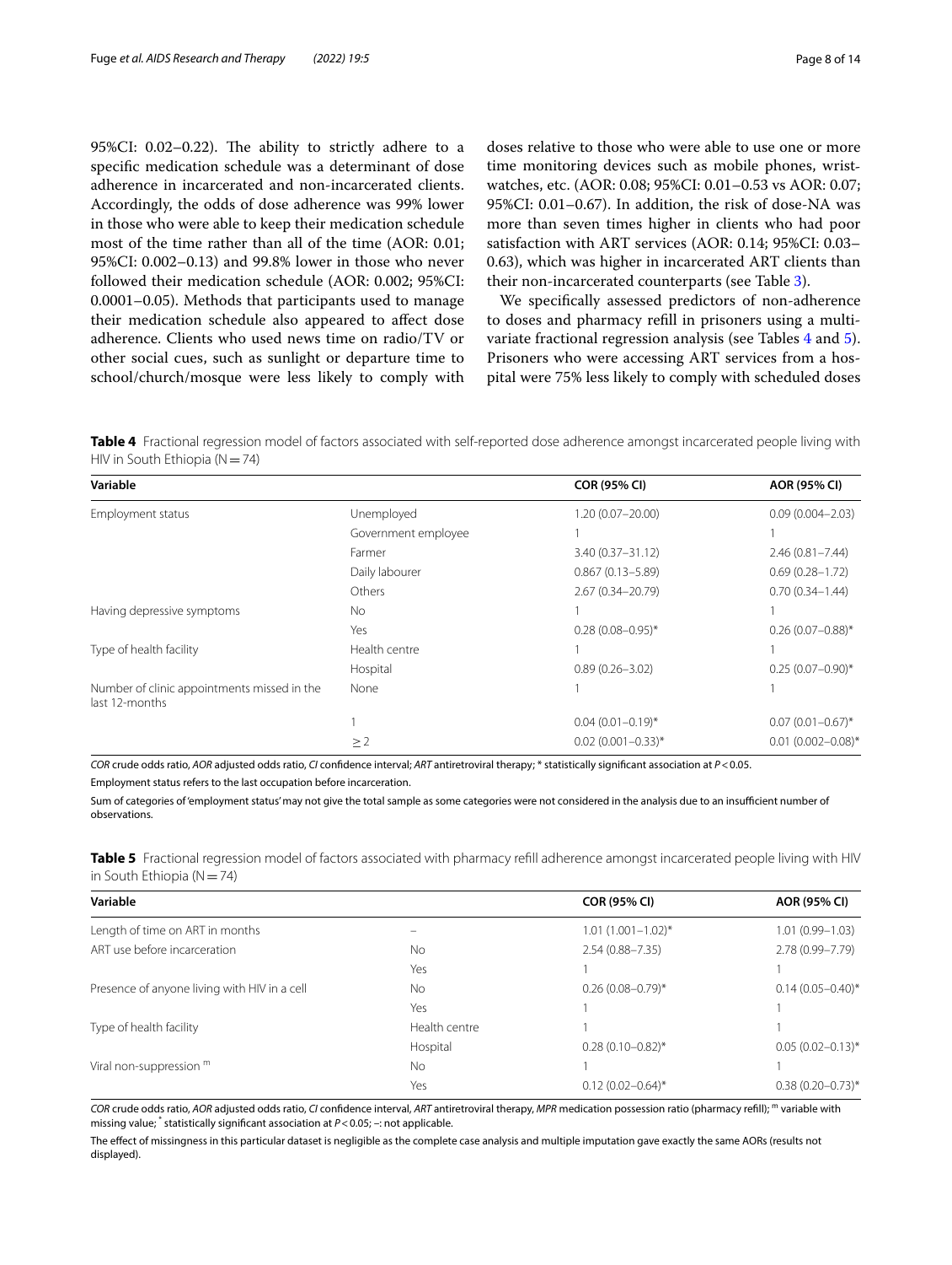95%CI: 0.02–0.22). The ability to strictly adhere to a specific medication schedule was a determinant of dose adherence in incarcerated and non-incarcerated clients. Accordingly, the odds of dose adherence was 99% lower in those who were able to keep their medication schedule most of the time rather than all of the time (AOR: 0.01; 95%CI: 0.002–0.13) and 99.8% lower in those who never followed their medication schedule (AOR: 0.002; 95%CI: 0.0001–0.05). Methods that participants used to manage their medication schedule also appeared to affect dose adherence. Clients who used news time on radio/TV or other social cues, such as sunlight or departure time to school/church/mosque were less likely to comply with doses relative to those who were able to use one or more time monitoring devices such as mobile phones, wristwatches, etc. (AOR: 0.08; 95%CI: 0.01–0.53 vs AOR: 0.07; 95%CI: 0.01–0.67). In addition, the risk of dose-NA was more than seven times higher in clients who had poor satisfaction with ART services (AOR: 0.14; 95%CI: 0.03–0.63), which was higher in incarcerated ART clients than their non-incarcerated counterparts (see Table 3).

We specifically assessed predictors of non-adherence to doses and pharmacy refill in prisoners using a multivariate fractional regression analysis (see Tables 4 and 5). Prisoners who were accessing ART services from a hospital were 75% less likely to comply with scheduled doses

**Table 4** Fractional regression model of factors associated with self-reported dose adherence amongst incarcerated people living with HIV in South Ethiopia (N = 74)

| Variable | | COR (95% CI) | AOR (95% CI) |
|---|---|---|---|
| Employment status | Unemployed | 1.20 (0.07–20.00) | 0.09 (0.004–2.03) |
| | Government employee | 1 | 1 |
| | Farmer | 3.40 (0.37–31.12) | 2.46 (0.81–7.44) |
| | Daily labourer | 0.867 (0.13–5.89) | 0.69 (0.28–1.72) |
| | Others | 2.67 (0.34–20.79) | 0.70 (0.34–1.44) |
| Having depressive symptoms | No | 1 | 1 |
| | Yes | 0.28 (0.08–0.95)* | 0.26 (0.07–0.88)* |
| Type of health facility | Health centre | 1 | 1 |
| | Hospital | 0.89 (0.26–3.02) | 0.25 (0.07–0.90)* |
| Number of clinic appointments missed in the last 12-months | None | 1 | 1 |
| | 1 | 0.04 (0.01–0.19)* | 0.07 (0.01–0.67)* |
| | ≥ 2 | 0.02 (0.001–0.33)* | 0.01 (0.002–0.08)* |

*COR* crude odds ratio, *AOR* adjusted odds ratio, *CI* confidence interval; *ART* antiretroviral therapy; * statistically significant association at $P < 0.05$.

Employment status refers to the last occupation before incarceration.

Sum of categories of 'employment status' may not give the total sample as some categories were not considered in the analysis due to an insufficient number of observations.

**Table 5** Fractional regression model of factors associated with pharmacy refill adherence amongst incarcerated people living with HIV in South Ethiopia (N = 74)

| Variable | | COR (95% CI) | AOR (95% CI) |
|---|---|---|---|
| Length of time on ART in months | – | 1.01 (1.001–1.02)* | 1.01 (0.99–1.03) |
| ART use before incarceration | No | 2.54 (0.88–7.35) | 2.78 (0.99–7.79) |
| | Yes | 1 | 1 |
| Presence of anyone living with HIV in a cell | No | 0.26 (0.08–0.79)* | 0.14 (0.05–0.40)* |
| | Yes | 1 | 1 |
| Type of health facility | Health centre | 1 | 1 |
| | Hospital | 0.28 (0.10–0.82)* | 0.05 (0.02–0.13)* |
| Viral non-suppression [m] | No | 1 | 1 |
| | Yes | 0.12 (0.02–0.64)* | 0.38 (0.20–0.73)* |

*COR* crude odds ratio, *AOR* adjusted odds ratio, *CI* confidence interval, *ART* antiretroviral therapy, *MPR* medication possession ratio (pharmacy refill); [m] variable with missing value; * statistically significant association at $P < 0.05$; –: not applicable.

The effect of missingness in this particular dataset is negligible as the complete case analysis and multiple imputation gave exactly the same AORs (results not displayed).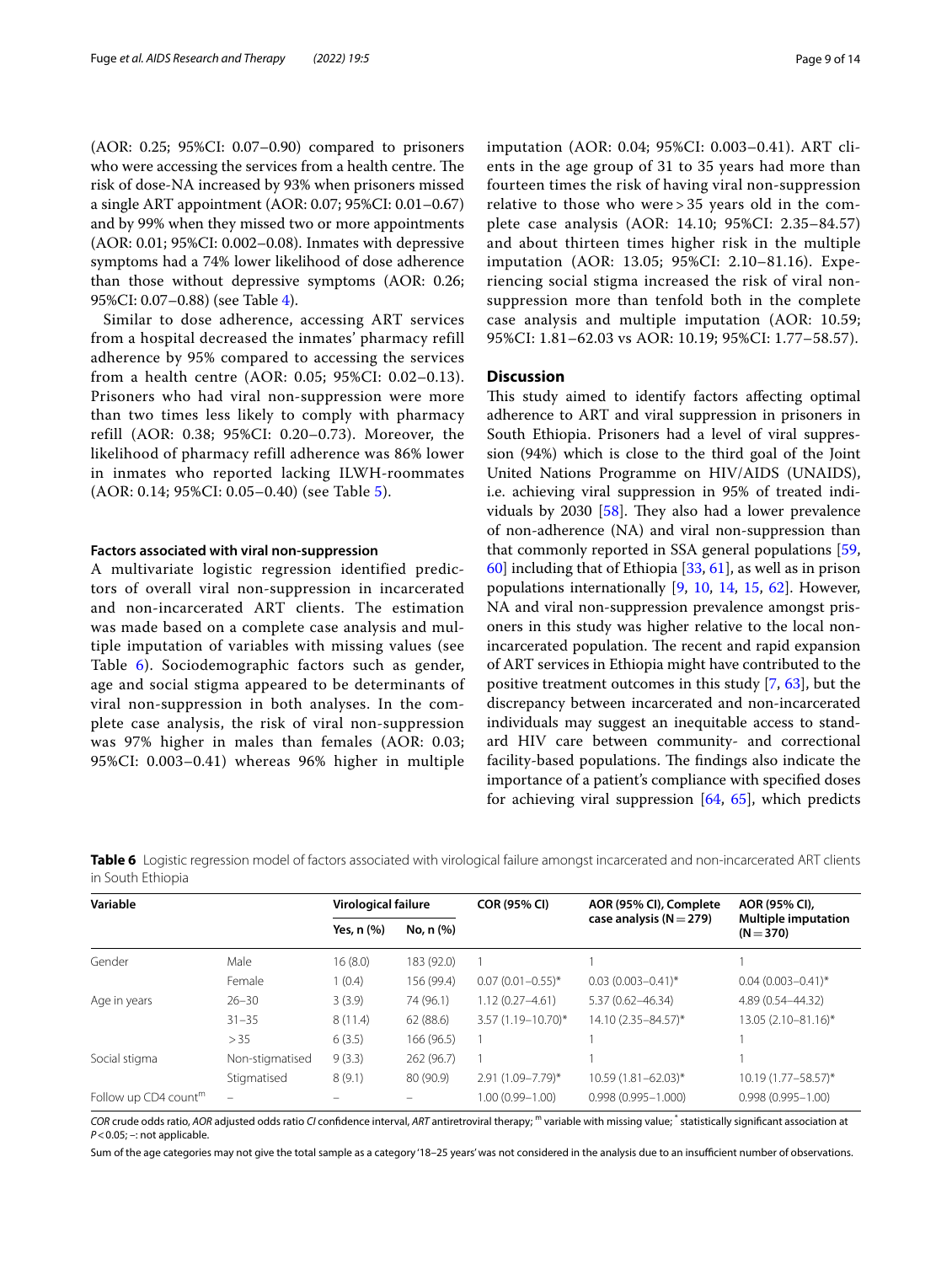(AOR: 0.25; 95%CI: 0.07–0.90) compared to prisoners who were accessing the services from a health centre. The risk of dose-NA increased by 93% when prisoners missed a single ART appointment (AOR: 0.07; 95%CI: 0.01–0.67) and by 99% when they missed two or more appointments (AOR: 0.01; 95%CI: 0.002–0.08). Inmates with depressive symptoms had a 74% lower likelihood of dose adherence than those without depressive symptoms (AOR: 0.26; 95%CI: 0.07–0.88) (see Table 4).

Similar to dose adherence, accessing ART services from a hospital decreased the inmates' pharmacy refill adherence by 95% compared to accessing the services from a health centre (AOR: 0.05; 95%CI: 0.02–0.13). Prisoners who had viral non-suppression were more than two times less likely to comply with pharmacy refill (AOR: 0.38; 95%CI: 0.20–0.73). Moreover, the likelihood of pharmacy refill adherence was 86% lower in inmates who reported lacking ILWH-roommates (AOR: 0.14; 95%CI: 0.05–0.40) (see Table 5).

#### Factors associated with viral non-suppression

A multivariate logistic regression identified predictors of overall viral non-suppression in incarcerated and non-incarcerated ART clients. The estimation was made based on a complete case analysis and multiple imputation of variables with missing values (see Table 6). Sociodemographic factors such as gender, age and social stigma appeared to be determinants of viral non-suppression in both analyses. In the complete case analysis, the risk of viral non-suppression was 97% higher in males than females (AOR: 0.03; 95%CI: 0.003–0.41) whereas 96% higher in multiple imputation (AOR: 0.04; 95%CI: 0.003–0.41). ART clients in the age group of 31 to 35 years had more than fourteen times the risk of having viral non-suppression relative to those who were > 35 years old in the complete case analysis (AOR: 14.10; 95%CI: 2.35–84.57) and about thirteen times higher risk in the multiple imputation (AOR: 13.05; 95%CI: 2.10–81.16). Experiencing social stigma increased the risk of viral non-suppression more than tenfold both in the complete case analysis and multiple imputation (AOR: 10.59; 95%CI: 1.81–62.03 vs AOR: 10.19; 95%CI: 1.77–58.57).

## Discussion

This study aimed to identify factors affecting optimal adherence to ART and viral suppression in prisoners in South Ethiopia. Prisoners had a level of viral suppression (94%) which is close to the third goal of the Joint United Nations Programme on HIV/AIDS (UNAIDS), i.e. achieving viral suppression in 95% of treated individuals by 2030 [58]. They also had a lower prevalence of non-adherence (NA) and viral non-suppression than that commonly reported in SSA general populations [59, 60] including that of Ethiopia [33, 61], as well as in prison populations internationally [9, 10, 14, 15, 62]. However, NA and viral non-suppression prevalence amongst prisoners in this study was higher relative to the local non-incarcerated population. The recent and rapid expansion of ART services in Ethiopia might have contributed to the positive treatment outcomes in this study [7, 63], but the discrepancy between incarcerated and non-incarcerated individuals may suggest an inequitable access to standard HIV care between community- and correctional facility-based populations. The findings also indicate the importance of a patient's compliance with specified doses for achieving viral suppression [64, 65], which predicts

**Table 6** Logistic regression model of factors associated with virological failure amongst incarcerated and non-incarcerated ART clients in South Ethiopia

| Variable | | Virological failure | | COR (95% CI) | AOR (95% CI), Complete case analysis (N = 279) | AOR (95% CI), Multiple imputation (N = 370) |
|---|---|---|---|---|---|---|
| | | Yes, n (%) | No, n (%) | | | |
| Gender | Male | 16 (8.0) | 183 (92.0) | 1 | 1 | 1 |
| | Female | 1 (0.4) | 156 (99.4) | 0.07 (0.01–0.55)* | 0.03 (0.003–0.41)* | 0.04 (0.003–0.41)* |
| Age in years | 26–30 | 3 (3.9) | 74 (96.1) | 1.12 (0.27–4.61) | 5.37 (0.62–46.34) | 4.89 (0.54–44.32) |
| | 31–35 | 8 (11.4) | 62 (88.6) | 3.57 (1.19–10.70)* | 14.10 (2.35–84.57)* | 13.05 (2.10–81.16)* |
| | > 35 | 6 (3.5) | 166 (96.5) | 1 | 1 | 1 |
| Social stigma | Non-stigmatised | 9 (3.3) | 262 (96.7) | 1 | 1 | 1 |
| | Stigmatised | 8 (9.1) | 80 (90.9) | 2.91 (1.09–7.79)* | 10.59 (1.81–62.03)* | 10.19 (1.77–58.57)* |
| Follow up CD4 count[m] | – | – | – | 1.00 (0.99–1.00) | 0.998 (0.995–1.000) | 0.998 (0.995–1.00) |

*COR* crude odds ratio, *AOR* adjusted odds ratio *CI* confidence interval, *ART* antiretroviral therapy; [m] variable with missing value; * statistically significant association at $P < 0.05$; –: not applicable.

Sum of the age categories may not give the total sample as a category '18–25 years' was not considered in the analysis due to an insufficient number of observations.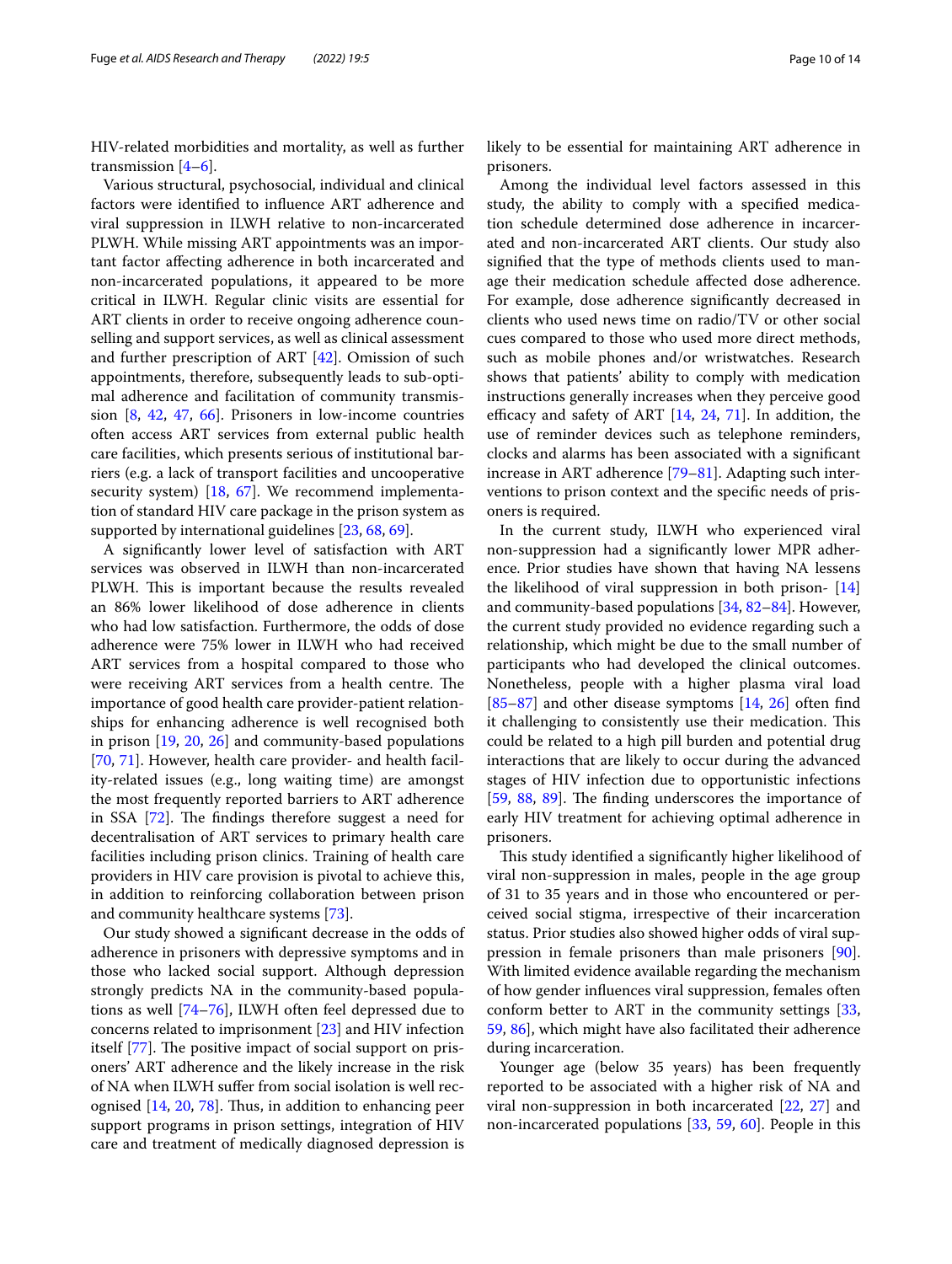HIV-related morbidities and mortality, as well as further transmission [4–6].

Various structural, psychosocial, individual and clinical factors were identified to influence ART adherence and viral suppression in ILWH relative to non-incarcerated PLWH. While missing ART appointments was an important factor affecting adherence in both incarcerated and non-incarcerated populations, it appeared to be more critical in ILWH. Regular clinic visits are essential for ART clients in order to receive ongoing adherence counselling and support services, as well as clinical assessment and further prescription of ART [42]. Omission of such appointments, therefore, subsequently leads to sub-optimal adherence and facilitation of community transmission [8, 42, 47, 66]. Prisoners in low-income countries often access ART services from external public health care facilities, which presents serious of institutional barriers (e.g. a lack of transport facilities and uncooperative security system) [18, 67]. We recommend implementation of standard HIV care package in the prison system as supported by international guidelines [23, 68, 69].

A significantly lower level of satisfaction with ART services was observed in ILWH than non-incarcerated PLWH. This is important because the results revealed an 86% lower likelihood of dose adherence in clients who had low satisfaction. Furthermore, the odds of dose adherence were 75% lower in ILWH who had received ART services from a hospital compared to those who were receiving ART services from a health centre. The importance of good health care provider-patient relationships for enhancing adherence is well recognised both in prison [19, 20, 26] and community-based populations [70, 71]. However, health care provider- and health facility-related issues (e.g., long waiting time) are amongst the most frequently reported barriers to ART adherence in SSA [72]. The findings therefore suggest a need for decentralisation of ART services to primary health care facilities including prison clinics. Training of health care providers in HIV care provision is pivotal to achieve this, in addition to reinforcing collaboration between prison and community healthcare systems [73].

Our study showed a significant decrease in the odds of adherence in prisoners with depressive symptoms and in those who lacked social support. Although depression strongly predicts NA in the community-based populations as well [74–76], ILWH often feel depressed due to concerns related to imprisonment [23] and HIV infection itself [77]. The positive impact of social support on prisoners' ART adherence and the likely increase in the risk of NA when ILWH suffer from social isolation is well recognised [14, 20, 78]. Thus, in addition to enhancing peer support programs in prison settings, integration of HIV care and treatment of medically diagnosed depression is likely to be essential for maintaining ART adherence in prisoners.

Among the individual level factors assessed in this study, the ability to comply with a specified medication schedule determined dose adherence in incarcerated and non-incarcerated ART clients. Our study also signified that the type of methods clients used to manage their medication schedule affected dose adherence. For example, dose adherence significantly decreased in clients who used news time on radio/TV or other social cues compared to those who used more direct methods, such as mobile phones and/or wristwatches. Research shows that patients' ability to comply with medication instructions generally increases when they perceive good efficacy and safety of ART [14, 24, 71]. In addition, the use of reminder devices such as telephone reminders, clocks and alarms has been associated with a significant increase in ART adherence [79–81]. Adapting such interventions to prison context and the specific needs of prisoners is required.

In the current study, ILWH who experienced viral non-suppression had a significantly lower MPR adherence. Prior studies have shown that having NA lessens the likelihood of viral suppression in both prison- [14] and community-based populations [34, 82–84]. However, the current study provided no evidence regarding such a relationship, which might be due to the small number of participants who had developed the clinical outcomes. Nonetheless, people with a higher plasma viral load [85–87] and other disease symptoms [14, 26] often find it challenging to consistently use their medication. This could be related to a high pill burden and potential drug interactions that are likely to occur during the advanced stages of HIV infection due to opportunistic infections [59, 88, 89]. The finding underscores the importance of early HIV treatment for achieving optimal adherence in prisoners.

This study identified a significantly higher likelihood of viral non-suppression in males, people in the age group of 31 to 35 years and in those who encountered or perceived social stigma, irrespective of their incarceration status. Prior studies also showed higher odds of viral suppression in female prisoners than male prisoners [90]. With limited evidence available regarding the mechanism of how gender influences viral suppression, females often conform better to ART in the community settings [33, 59, 86], which might have also facilitated their adherence during incarceration.

Younger age (below 35 years) has been frequently reported to be associated with a higher risk of NA and viral non-suppression in both incarcerated [22, 27] and non-incarcerated populations [33, 59, 60]. People in this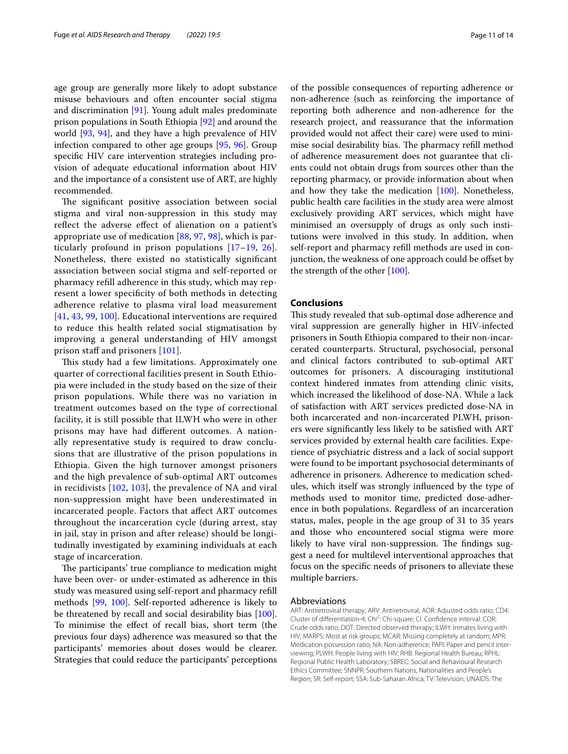age group are generally more likely to adopt substance misuse behaviours and often encounter social stigma and discrimination [91]. Young adult males predominate prison populations in South Ethiopia [92] and around the world [93, 94], and they have a high prevalence of HIV infection compared to other age groups [95, 96]. Group specific HIV care intervention strategies including provision of adequate educational information about HIV and the importance of a consistent use of ART, are highly recommended.

The significant positive association between social stigma and viral non-suppression in this study may reflect the adverse effect of alienation on a patient's appropriate use of medication [88, 97, 98], which is particularly profound in prison populations [17–19, 26]. Nonetheless, there existed no statistically significant association between social stigma and self-reported or pharmacy refill adherence in this study, which may represent a lower specificity of both methods in detecting adherence relative to plasma viral load measurement [41, 43, 99, 100]. Educational interventions are required to reduce this health related social stigmatisation by improving a general understanding of HIV amongst prison staff and prisoners [101].

This study had a few limitations. Approximately one quarter of correctional facilities present in South Ethiopia were included in the study based on the size of their prison populations. While there was no variation in treatment outcomes based on the type of correctional facility, it is still possible that ILWH who were in other prisons may have had different outcomes. A nationally representative study is required to draw conclusions that are illustrative of the prison populations in Ethiopia. Given the high turnover amongst prisoners and the high prevalence of sub-optimal ART outcomes in recidivists [102, 103], the prevalence of NA and viral non-suppression might have been underestimated in incarcerated people. Factors that affect ART outcomes throughout the incarceration cycle (during arrest, stay in jail, stay in prison and after release) should be longitudinally investigated by examining individuals at each stage of incarceration.

The participants' true compliance to medication might have been over- or under-estimated as adherence in this study was measured using self-report and pharmacy refill methods [99, 100]. Self-reported adherence is likely to be threatened by recall and social desirability bias [100]. To minimise the effect of recall bias, short term (the previous four days) adherence was measured so that the participants' memories about doses would be clearer. Strategies that could reduce the participants' perceptions of the possible consequences of reporting adherence or non-adherence (such as reinforcing the importance of reporting both adherence and non-adherence for the research project, and reassurance that the information provided would not affect their care) were used to minimise social desirability bias. The pharmacy refill method of adherence measurement does not guarantee that clients could not obtain drugs from sources other than the reporting pharmacy, or provide information about when and how they take the medication [100]. Nonetheless, public health care facilities in the study area were almost exclusively providing ART services, which might have minimised an oversupply of drugs as only such institutions were involved in this study. In addition, when self-report and pharmacy refill methods are used in conjunction, the weakness of one approach could be offset by the strength of the other [100].

## Conclusions

This study revealed that sub-optimal dose adherence and viral suppression are generally higher in HIV-infected prisoners in South Ethiopia compared to their non-incarcerated counterparts. Structural, psychosocial, personal and clinical factors contributed to sub-optimal ART outcomes for prisoners. A discouraging institutional context hindered inmates from attending clinic visits, which increased the likelihood of dose-NA. While a lack of satisfaction with ART services predicted dose-NA in both incarcerated and non-incarcerated PLWH, prisoners were significantly less likely to be satisfied with ART services provided by external health care facilities. Experience of psychiatric distress and a lack of social support were found to be important psychosocial determinants of adherence in prisoners. Adherence to medication schedules, which itself was strongly influenced by the type of methods used to monitor time, predicted dose-adherence in both populations. Regardless of an incarceration status, males, people in the age group of 31 to 35 years and those who encountered social stigma were more likely to have viral non-suppression. The findings suggest a need for multilevel interventional approaches that focus on the specific needs of prisoners to alleviate these multiple barriers.

### Abbreviations

ART: Antiretroviral therapy; ARV: Antiretroviral; AOR: Adjusted odds ratio; CD4: Cluster of differentiation-4; Chi$^2$: Chi-square; CI: Confidence interval: COR: Crude odds ratio; DOT: Directed observed therapy; ILWH: Inmates living with HIV; MARPS: Most at risk groups; MCAR: Missing completely at random; MPR: Medication possession ratio; NA: Non-adherence; PAPI: Paper and pencil interviewing; PLWH: People living with HIV; RHB: Regional Health Bureau; RPHL: Regional Public Health Laboratory; SBREC: Social and Behavioural Research Ethics Committee; SNNPR: Southern Nations, Nationalities and People's Region; SR: Self-report; SSA: Sub-Saharan Africa; TV: Television; UNAIDS: The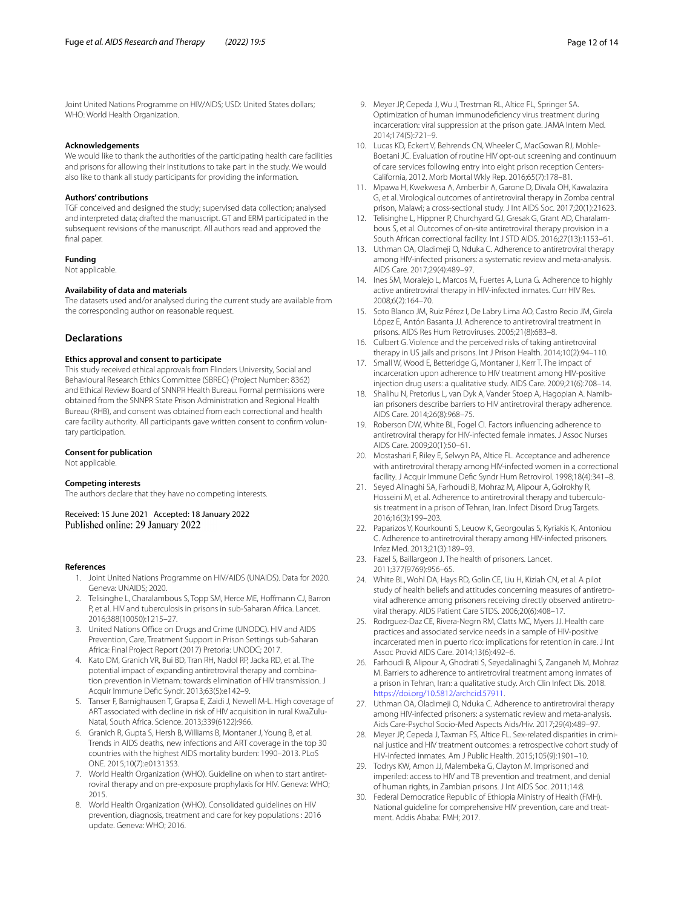Joint United Nations Programme on HIV/AIDS; USD: United States dollars; WHO: World Health Organization.

### Acknowledgements

We would like to thank the authorities of the participating health care facilities and prisons for allowing their institutions to take part in the study. We would also like to thank all study participants for providing the information.

### Authors' contributions

TGF conceived and designed the study; supervised data collection; analysed and interpreted data; drafted the manuscript. GT and ERM participated in the subsequent revisions of the manuscript. All authors read and approved the final paper.

### Funding

Not applicable.

### Availability of data and materials

The datasets used and/or analysed during the current study are available from the corresponding author on reasonable request.

## Declarations

### Ethics approval and consent to participate

This study received ethical approvals from Flinders University, Social and Behavioural Research Ethics Committee (SBREC) (Project Number: 8362) and Ethical Review Board of SNNPR Health Bureau. Formal permissions were obtained from the SNNPR State Prison Administration and Regional Health Bureau (RHB), and consent was obtained from each correctional and health care facility authority. All participants gave written consent to confirm voluntary participation.

### Consent for publication

Not applicable.

### Competing interests

The authors declare that they have no competing interests.

Received: 15 June 2021 Accepted: 18 January 2022
Published online: 29 January 2022

### References

1. Joint United Nations Programme on HIV/AIDS (UNAIDS). Data for 2020. Geneva: UNAIDS; 2020.
2. Telisinghe L, Charalambous S, Topp SM, Herce ME, Hoffmann CJ, Barron P, et al. HIV and tuberculosis in prisons in sub-Saharan Africa. Lancet. 2016;388(10050):1215–27.
3. United Nations Office on Drugs and Crime (UNODC). HIV and AIDS Prevention, Care, Treatment Support in Prison Settings sub-Saharan Africa: Final Project Report (2017) Pretoria: UNODC; 2017.
4. Kato DM, Granich VR, Bui BD, Tran RH, Nadol RP, Jacka RD, et al. The potential impact of expanding antiretroviral therapy and combination prevention in Vietnam: towards elimination of HIV transmission. J Acquir Immune Defic Syndr. 2013;63(5):e142–9.
5. Tanser F, Barnighausen T, Grapsa E, Zaidi J, Newell M-L. High coverage of ART associated with decline in risk of HIV acquisition in rural KwaZulu-Natal, South Africa. Science. 2013;339(6122):966.
6. Granich R, Gupta S, Hersh B, Williams B, Montaner J, Young B, et al. Trends in AIDS deaths, new infections and ART coverage in the top 30 countries with the highest AIDS mortality burden: 1990–2013. PLoS ONE. 2015;10(7):e0131353.
7. World Health Organization (WHO). Guideline on when to start antiretroviral therapy and on pre-exposure prophylaxis for HIV. Geneva: WHO; 2015.
8. World Health Organization (WHO). Consolidated guidelines on HIV prevention, diagnosis, treatment and care for key populations : 2016 update. Geneva: WHO; 2016.
9. Meyer JP, Cepeda J, Wu J, Trestman RL, Altice FL, Springer SA. Optimization of human immunodeficiency virus treatment during incarceration: viral suppression at the prison gate. JAMA Intern Med. 2014;174(5):721–9.
10. Lucas KD, Eckert V, Behrends CN, Wheeler C, MacGowan RJ, Mohle-Boetani JC. Evaluation of routine HIV opt-out screening and continuum of care services following entry into eight prison reception Centers-California, 2012. Morb Mortal Wkly Rep. 2016;65(7):178–81.
11. Mpawa H, Kwekwesa A, Amberbir A, Garone D, Divala OH, Kawalazira G, et al. Virological outcomes of antiretroviral therapy in Zomba central prison, Malawi; a cross-sectional study. J Int AIDS Soc. 2017;20(1):21623.
12. Telisinghe L, Hippner P, Churchyard GJ, Gresak G, Grant AD, Charalambous S, et al. Outcomes of on-site antiretroviral therapy provision in a South African correctional facility. Int J STD AIDS. 2016;27(13):1153–61.
13. Uthman OA, Oladimeji O, Nduka C. Adherence to antiretroviral therapy among HIV-infected prisoners: a systematic review and meta-analysis. AIDS Care. 2017;29(4):489–97.
14. Ines SM, Moralejo L, Marcos M, Fuertes A, Luna G. Adherence to highly active antiretroviral therapy in HIV-infected inmates. Curr HIV Res. 2008;6(2):164–70.
15. Soto Blanco JM, Ruiz Pérez I, De Labry Lima AO, Castro Recio JM, Girela López E, Antón Basanta JJ. Adherence to antiretroviral treatment in prisons. AIDS Res Hum Retroviruses. 2005;21(8):683–8.
16. Culbert G. Violence and the perceived risks of taking antiretroviral therapy in US jails and prisons. Int J Prison Health. 2014;10(2):94–110.
17. Small W, Wood E, Betteridge G, Montaner J, Kerr T. The impact of incarceration upon adherence to HIV treatment among HIV-positive injection drug users: a qualitative study. AIDS Care. 2009;21(6):708–14.
18. Shalihu N, Pretorius L, van Dyk A, Vander Stoep A, Hagopian A. Namibian prisoners describe barriers to HIV antiretroviral therapy adherence. AIDS Care. 2014;26(8):968–75.
19. Roberson DW, White BL, Fogel CI. Factors influencing adherence to antiretroviral therapy for HIV-infected female inmates. J Assoc Nurses AIDS Care. 2009;20(1):50–61.
20. Mostashari F, Riley E, Selwyn PA, Altice FL. Acceptance and adherence with antiretroviral therapy among HIV-infected women in a correctional facility. J Acquir Immune Defic Syndr Hum Retrovirol. 1998;18(4):341–8.
21. Seyed Alinaghi SA, Farhoudi B, Mohraz M, Alipour A, Golrokhy R, Hosseini M, et al. Adherence to antiretroviral therapy and tuberculosis treatment in a prison of Tehran, Iran. Infect Disord Drug Targets. 2016;16(3):199–203.
22. Paparizos V, Kourkounti S, Leuow K, Georgoulas S, Kyriakis K, Antoniou C. Adherence to antiretroviral therapy among HIV-infected prisoners. Infez Med. 2013;21(3):189–93.
23. Fazel S, Baillargeon J. The health of prisoners. Lancet. 2011;377(9769):956–65.
24. White BL, Wohl DA, Hays RD, Golin CE, Liu H, Kiziah CN, et al. A pilot study of health beliefs and attitudes concerning measures of antiretroviral adherence among prisoners receiving directly observed antiretroviral therapy. AIDS Patient Care STDS. 2006;20(6):408–17.
25. Rodrguez-Daz CE, Rivera-Negrn RM, Clatts MC, Myers JJ. Health care practices and associated service needs in a sample of HIV-positive incarcerated men in puerto rico: implications for retention in care. J Int Assoc Provid AIDS Care. 2014;13(6):492–6.
26. Farhoudi B, Alipour A, Ghodrati S, Seyedalinaghi S, Zanganeh M, Mohraz M. Barriers to adherence to antiretroviral treatment among inmates of a prison in Tehran, Iran: a qualitative study. Arch Clin Infect Dis. 2018. https://doi.org/10.5812/archcid.57911.
27. Uthman OA, Oladimeji O, Nduka C. Adherence to antiretroviral therapy among HIV-infected prisoners: a systematic review and meta-analysis. Aids Care-Psychol Socio-Med Aspects Aids/Hiv. 2017;29(4):489–97.
28. Meyer JP, Cepeda J, Taxman FS, Altice FL. Sex-related disparities in criminal justice and HIV treatment outcomes: a retrospective cohort study of HIV-infected inmates. Am J Public Health. 2015;105(9):1901–10.
29. Todrys KW, Amon JJ, Malembeka G, Clayton M. Imprisoned and imperiled: access to HIV and TB prevention and treatment, and denial of human rights, in Zambian prisons. J Int AIDS Soc. 2011;14:8.
30. Federal Democratice Republic of Ethiopia Ministry of Health (FMH). National guideline for comprehensive HIV prevention, care and treatment. Addis Ababa: FMH; 2017.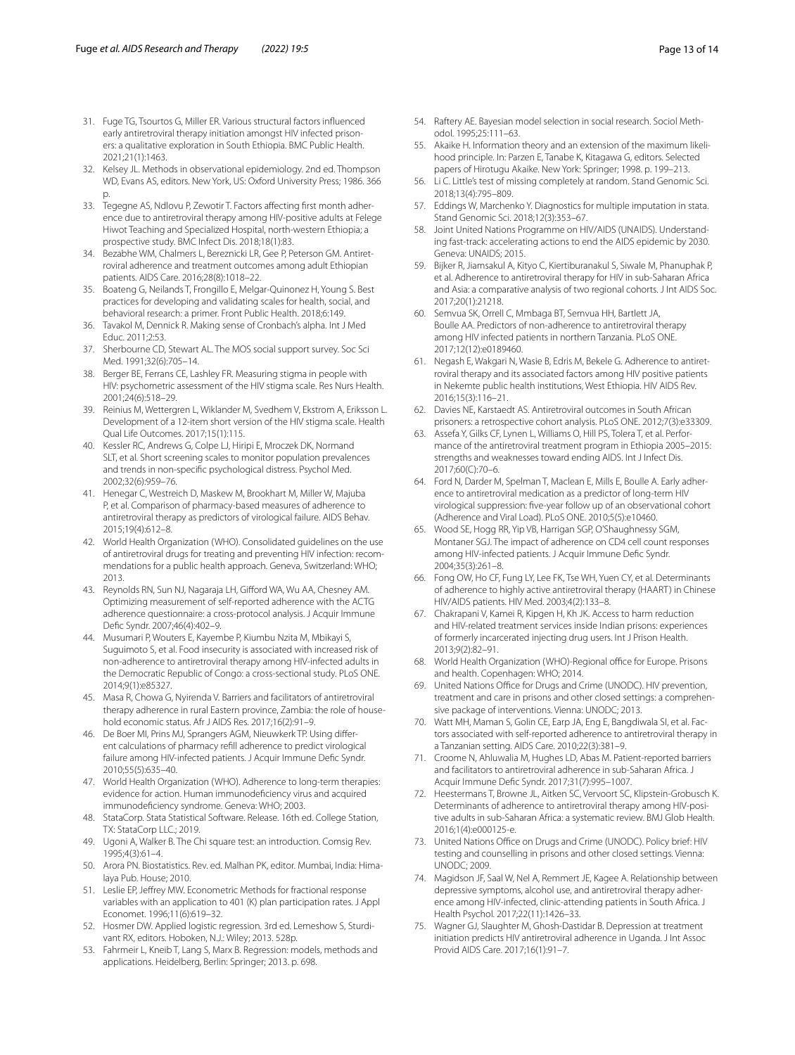31. Fuge TG, Tsourtos G, Miller ER. Various structural factors influenced early antiretroviral therapy initiation amongst HIV infected prisoners: a qualitative exploration in South Ethiopia. BMC Public Health. 2021;21(1):1463.
32. Kelsey JL. Methods in observational epidemiology. 2nd ed. Thompson WD, Evans AS, editors. New York, US: Oxford University Press; 1986. 366 p.
33. Tegegne AS, Ndlovu P, Zewotir T. Factors affecting first month adherence due to antiretroviral therapy among HIV-positive adults at Felege Hiwot Teaching and Specialized Hospital, north-western Ethiopia; a prospective study. BMC Infect Dis. 2018;18(1):83.
34. Bezabhe WM, Chalmers L, Bereznicki LR, Gee P, Peterson GM. Antiretroviral adherence and treatment outcomes among adult Ethiopian patients. AIDS Care. 2016;28(8):1018–22.
35. Boateng G, Neilands T, Frongillo E, Melgar-Quinonez H, Young S. Best practices for developing and validating scales for health, social, and behavioral research: a primer. Front Public Health. 2018;6:149.
36. Tavakol M, Dennick R. Making sense of Cronbach's alpha. Int J Med Educ. 2011;2:53.
37. Sherbourne CD, Stewart AL. The MOS social support survey. Soc Sci Med. 1991;32(6):705–14.
38. Berger BE, Ferrans CE, Lashley FR. Measuring stigma in people with HIV: psychometric assessment of the HIV stigma scale. Res Nurs Health. 2001;24(6):518–29.
39. Reinius M, Wettergren L, Wiklander M, Svedhem V, Ekstrom A, Eriksson L. Development of a 12-item short version of the HIV stigma scale. Health Qual Life Outcomes. 2017;15(1):115.
40. Kessler RC, Andrews G, Colpe LJ, Hiripi E, Mroczek DK, Normand SLT, et al. Short screening scales to monitor population prevalences and trends in non-specific psychological distress. Psychol Med. 2002;32(6):959–76.
41. Henegar C, Westreich D, Maskew M, Brookhart M, Miller W, Majuba P, et al. Comparison of pharmacy-based measures of adherence to antiretroviral therapy as predictors of virological failure. AIDS Behav. 2015;19(4):612–8.
42. World Health Organization (WHO). Consolidated guidelines on the use of antiretroviral drugs for treating and preventing HIV infection: recommendations for a public health approach. Geneva, Switzerland: WHO; 2013.
43. Reynolds RN, Sun NJ, Nagaraja LH, Gifford WA, Wu AA, Chesney AM. Optimizing measurement of self-reported adherence with the ACTG adherence questionnaire: a cross-protocol analysis. J Acquir Immune Defic Syndr. 2007;46(4):402–9.
44. Musumari P, Wouters E, Kayembe P, Kiumbu Nzita M, Mbikayi S, Suguimoto S, et al. Food insecurity is associated with increased risk of non-adherence to antiretroviral therapy among HIV-infected adults in the Democratic Republic of Congo: a cross-sectional study. PLoS ONE. 2014;9(1):e85327.
45. Masa R, Chowa G, Nyirenda V. Barriers and facilitators of antiretroviral therapy adherence in rural Eastern province, Zambia: the role of household economic status. Afr J AIDS Res. 2017;16(2):91–9.
46. De Boer MI, Prins MJ, Sprangers AGM, Nieuwkerk TP. Using different calculations of pharmacy refill adherence to predict virological failure among HIV-infected patients. J Acquir Immune Defic Syndr. 2010;55(5):635–40.
47. World Health Organization (WHO). Adherence to long-term therapies: evidence for action. Human immunodeficiency virus and acquired immunodeficiency syndrome. Geneva: WHO; 2003.
48. StataCorp. Stata Statistical Software. Release. 16th ed. College Station, TX: StataCorp LLC.; 2019.
49. Ugoni A, Walker B. The Chi square test: an introduction. Comsig Rev. 1995;4(3):61–4.
50. Arora PN. Biostatistics. Rev. ed. Malhan PK, editor. Mumbai, India: Himalaya Pub. House; 2010.
51. Leslie EP, Jeffrey MW. Econometric Methods for fractional response variables with an application to 401 (K) plan participation rates. J Appl Economet. 1996;11(6):619–32.
52. Hosmer DW. Applied logistic regression. 3rd ed. Lemeshow S, Sturdivant RX, editors. Hoboken, N.J.: Wiley; 2013. 528p.
53. Fahrmeir L, Kneib T, Lang S, Marx B. Regression: models, methods and applications. Heidelberg, Berlin: Springer; 2013. p. 698.
54. Raftery AE. Bayesian model selection in social research. Sociol Methodol. 1995;25:111–63.
55. Akaike H. Information theory and an extension of the maximum likelihood principle. In: Parzen E, Tanabe K, Kitagawa G, editors. Selected papers of Hirotugu Akaike. New York: Springer; 1998. p. 199–213.
56. Li C. Little's test of missing completely at random. Stand Genomic Sci. 2018;13(4):795–809.
57. Eddings W, Marchenko Y. Diagnostics for multiple imputation in stata. Stand Genomic Sci. 2018;12(3):353–67.
58. Joint United Nations Programme on HIV/AIDS (UNAIDS). Understanding fast-track: accelerating actions to end the AIDS epidemic by 2030. Geneva: UNAIDS; 2015.
59. Bijker R, Jiamsakul A, Kityo C, Kiertiburanakul S, Siwale M, Phanuphak P, et al. Adherence to antiretroviral therapy for HIV in sub-Saharan Africa and Asia: a comparative analysis of two regional cohorts. J Int AIDS Soc. 2017;20(1):21218.
60. Semvua SK, Orrell C, Mmbaga BT, Semvua HH, Bartlett JA, Boulle AA. Predictors of non-adherence to antiretroviral therapy among HIV infected patients in northern Tanzania. PLoS ONE. 2017;12(12):e0189460.
61. Negash E, Wakgari N, Wasie B, Edris M, Bekele G. Adherence to antiretroviral therapy and its associated factors among HIV positive patients in Nekemte public health institutions, West Ethiopia. HIV AIDS Rev. 2016;15(3):116–21.
62. Davies NE, Karstaedt AS. Antiretroviral outcomes in South African prisoners: a retrospective cohort analysis. PLoS ONE. 2012;7(3):e33309.
63. Assefa Y, Gilks CF, Lynen L, Williams O, Hill PS, Tolera T, et al. Performance of the antiretroviral treatment program in Ethiopia 2005–2015: strengths and weaknesses toward ending AIDS. Int J Infect Dis. 2017;60(C):70–6.
64. Ford N, Darder M, Spelman T, Maclean E, Mills E, Boulle A. Early adherence to antiretroviral medication as a predictor of long-term HIV virological suppression: five-year follow up of an observational cohort (Adherence and Viral Load). PLoS ONE. 2010;5(5):e10460.
65. Wood SE, Hogg RR, Yip VB, Harrigan SGP, O'Shaughnessy SGM, Montaner SGJ. The impact of adherence on CD4 cell count responses among HIV-infected patients. J Acquir Immune Defic Syndr. 2004;35(3):261–8.
66. Fong OW, Ho CF, Fung LY, Lee FK, Tse WH, Yuen CY, et al. Determinants of adherence to highly active antiretroviral therapy (HAART) in Chinese HIV/AIDS patients. HIV Med. 2003;4(2):133–8.
67. Chakrapani V, Kamei R, Kipgen H, Kh JK. Access to harm reduction and HIV-related treatment services inside Indian prisons: experiences of formerly incarcerated injecting drug users. Int J Prison Health. 2013;9(2):82–91.
68. World Health Organization (WHO)-Regional office for Europe. Prisons and health. Copenhagen: WHO; 2014.
69. United Nations Office for Drugs and Crime (UNODC). HIV prevention, treatment and care in prisons and other closed settings: a comprehensive package of interventions. Vienna: UNODC; 2013.
70. Watt MH, Maman S, Golin CE, Earp JA, Eng E, Bangdiwala SI, et al. Factors associated with self-reported adherence to antiretroviral therapy in a Tanzanian setting. AIDS Care. 2010;22(3):381–9.
71. Croome N, Ahluwalia M, Hughes LD, Abas M. Patient-reported barriers and facilitators to antiretroviral adherence in sub-Saharan Africa. J Acquir Immune Defic Syndr. 2017;31(7):995–1007.
72. Heestermans T, Browne JL, Aitken SC, Vervoort SC, Klipstein-Grobusch K. Determinants of adherence to antiretroviral therapy among HIV-positive adults in sub-Saharan Africa: a systematic review. BMJ Glob Health. 2016;1(4):e000125-e.
73. United Nations Office on Drugs and Crime (UNODC). Policy brief: HIV testing and counselling in prisons and other closed settings. Vienna: UNODC; 2009.
74. Magidson JF, Saal W, Nel A, Remmert JE, Kagee A. Relationship between depressive symptoms, alcohol use, and antiretroviral therapy adherence among HIV-infected, clinic-attending patients in South Africa. J Health Psychol. 2017;22(11):1426–33.
75. Wagner GJ, Slaughter M, Ghosh-Dastidar B. Depression at treatment initiation predicts HIV antiretroviral adherence in Uganda. J Int Assoc Provid AIDS Care. 2017;16(1):91–7.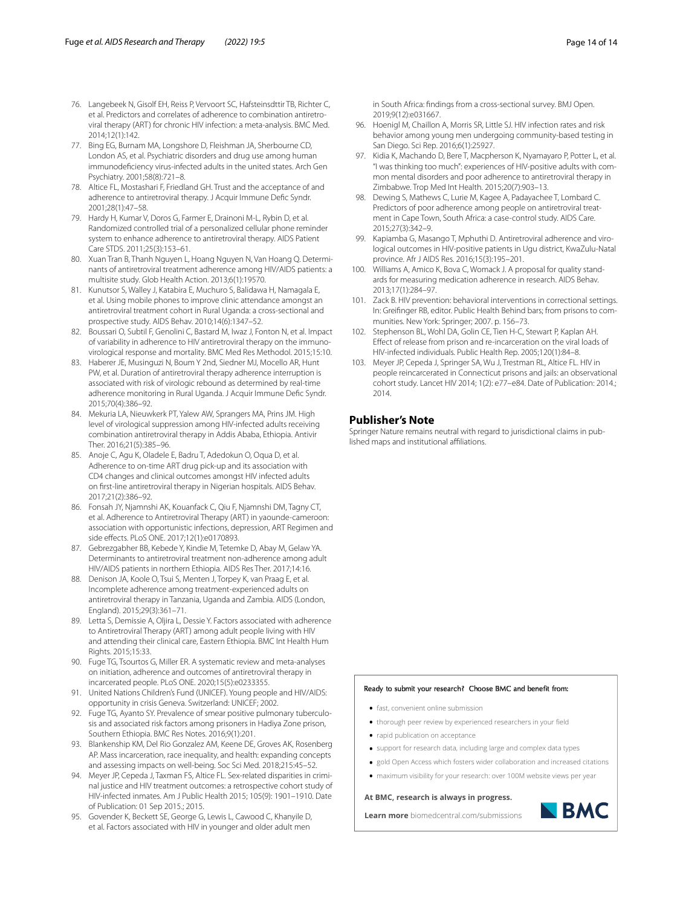76. Langebeek N, Gisolf EH, Reiss P, Vervoort SC, Hafsteinsdttir TB, Richter C, et al. Predictors and correlates of adherence to combination antiretroviral therapy (ART) for chronic HIV infection: a meta-analysis. BMC Med. 2014;12(1):142.
77. Bing EG, Burnam MA, Longshore D, Fleishman JA, Sherbourne CD, London AS, et al. Psychiatric disorders and drug use among human immunodeficiency virus-infected adults in the united states. Arch Gen Psychiatry. 2001;58(8):721–8.
78. Altice FL, Mostashari F, Friedland GH. Trust and the acceptance of and adherence to antiretroviral therapy. J Acquir Immune Defic Syndr. 2001;28(1):47–58.
79. Hardy H, Kumar V, Doros G, Farmer E, Drainoni M-L, Rybin D, et al. Randomized controlled trial of a personalized cellular phone reminder system to enhance adherence to antiretroviral therapy. AIDS Patient Care STDS. 2011;25(3):153–61.
80. Xuan Tran B, Thanh Nguyen L, Hoang Nguyen N, Van Hoang Q. Determinants of antiretroviral treatment adherence among HIV/AIDS patients: a multisite study. Glob Health Action. 2013;6(1):19570.
81. Kunutsor S, Walley J, Katabira E, Muchuro S, Balidawa H, Namagala E, et al. Using mobile phones to improve clinic attendance amongst an antiretroviral treatment cohort in Rural Uganda: a cross-sectional and prospective study. AIDS Behav. 2010;14(6):1347–52.
82. Boussari O, Subtil F, Genolini C, Bastard M, Iwaz J, Fonton N, et al. Impact of variability in adherence to HIV antiretroviral therapy on the immunovirological response and mortality. BMC Med Res Methodol. 2015;15:10.
83. Haberer JE, Musinguzi N, Boum Y 2nd, Siedner MJ, Mocello AR, Hunt PW, et al. Duration of antiretroviral therapy adherence interruption is associated with risk of virologic rebound as determined by real-time adherence monitoring in Rural Uganda. J Acquir Immune Defic Syndr. 2015;70(4):386–92.
84. Mekuria LA, Nieuwkerk PT, Yalew AW, Sprangers MA, Prins JM. High level of virological suppression among HIV-infected adults receiving combination antiretroviral therapy in Addis Ababa, Ethiopia. Antivir Ther. 2016;21(5):385–96.
85. Anoje C, Agu K, Oladele E, Badru T, Adedokun O, Oqua D, et al. Adherence to on-time ART drug pick-up and its association with CD4 changes and clinical outcomes amongst HIV infected adults on first-line antiretroviral therapy in Nigerian hospitals. AIDS Behav. 2017;21(2):386–92.
86. Fonsah JY, Njamnshi AK, Kouanfack C, Qiu F, Njamnshi DM, Tagny CT, et al. Adherence to Antiretroviral Therapy (ART) in yaounde-cameroon: association with opportunistic infections, depression, ART Regimen and side effects. PLoS ONE. 2017;12(1):e0170893.
87. Gebrezgabher BB, Kebede Y, Kindie M, Tetemke D, Abay M, Gelaw YA. Determinants to antiretroviral treatment non-adherence among adult HIV/AIDS patients in northern Ethiopia. AIDS Res Ther. 2017;14:16.
88. Denison JA, Koole O, Tsui S, Menten J, Torpey K, van Praag E, et al. Incomplete adherence among treatment-experienced adults on antiretroviral therapy in Tanzania, Uganda and Zambia. AIDS (London, England). 2015;29(3):361–71.
89. Letta S, Demissie A, Oljira L, Dessie Y. Factors associated with adherence to Antiretroviral Therapy (ART) among adult people living with HIV and attending their clinical care, Eastern Ethiopia. BMC Int Health Hum Rights. 2015;15:33.
90. Fuge TG, Tsourtos G, Miller ER. A systematic review and meta-analyses on initiation, adherence and outcomes of antiretroviral therapy in incarcerated people. PLoS ONE. 2020;15(5):e0233355.
91. United Nations Children's Fund (UNICEF). Young people and HIV/AIDS: opportunity in crisis Geneva. Switzerland: UNICEF; 2002.
92. Fuge TG, Ayanto SY. Prevalence of smear positive pulmonary tuberculosis and associated risk factors among prisoners in Hadiya Zone prison, Southern Ethiopia. BMC Res Notes. 2016;9(1):201.
93. Blankenship KM, Del Rio Gonzalez AM, Keene DE, Groves AK, Rosenberg AP. Mass incarceration, race inequality, and health: expanding concepts and assessing impacts on well-being. Soc Sci Med. 2018;215:45–52.
94. Meyer JP, Cepeda J, Taxman FS, Altice FL. Sex-related disparities in criminal justice and HIV treatment outcomes: a retrospective cohort study of HIV-infected inmates. Am J Public Health 2015; 105(9): 1901–1910. Date of Publication: 01 Sep 2015.; 2015.
95. Govender K, Beckett SE, George G, Lewis L, Cawood C, Khanyile D, et al. Factors associated with HIV in younger and older adult men in South Africa: findings from a cross-sectional survey. BMJ Open. 2019;9(12):e031667.
96. Hoenigl M, Chaillon A, Morris SR, Little SJ. HIV infection rates and risk behavior among young men undergoing community-based testing in San Diego. Sci Rep. 2016;6(1):25927.
97. Kidia K, Machando D, Bere T, Macpherson K, Nyamayaro P, Potter L, et al. "I was thinking too much": experiences of HIV-positive adults with common mental disorders and poor adherence to antiretroviral therapy in Zimbabwe. Trop Med Int Health. 2015;20(7):903–13.
98. Dewing S, Mathews C, Lurie M, Kagee A, Padayachee T, Lombard C. Predictors of poor adherence among people on antiretroviral treatment in Cape Town, South Africa: a case-control study. AIDS Care. 2015;27(3):342–9.
99. Kapiamba G, Masango T, Mphuthi D. Antiretroviral adherence and virological outcomes in HIV-positive patients in Ugu district, KwaZulu-Natal province. Afr J AIDS Res. 2016;15(3):195–201.
100. Williams A, Amico K, Bova C, Womack J. A proposal for quality standards for measuring medication adherence in research. AIDS Behav. 2013;17(1):284–97.
101. Zack B. HIV prevention: behavioral interventions in correctional settings. In: Greifinger RB, editor. Public Health Behind bars; from prisons to communities. New York: Springer; 2007. p. 156–73.
102. Stephenson BL, Wohl DA, Golin CE, Tien H-C, Stewart P, Kaplan AH. Effect of release from prison and re-incarceration on the viral loads of HIV-infected individuals. Public Health Rep. 2005;120(1):84–8.
103. Meyer JP, Cepeda J, Springer SA, Wu J, Trestman RL, Altice FL. HIV in people reincarcerated in Connecticut prisons and jails: an observational cohort study. Lancet HIV 2014; 1(2): e77–e84. Date of Publication: 2014.; 2014.

## Publisher's Note

Springer Nature remains neutral with regard to jurisdictional claims in published maps and institutional affiliations.

Ready to submit your research? Choose BMC and benefit from:

- fast, convenient online submission
- thorough peer review by experienced researchers in your field
- rapid publication on acceptance
- support for research data, including large and complex data types
- gold Open Access which fosters wider collaboration and increased citations
- maximum visibility for your research: over 100M website views per year

**At BMC, research is always in progress.**

**Learn more** biomedcentral.com/submissions